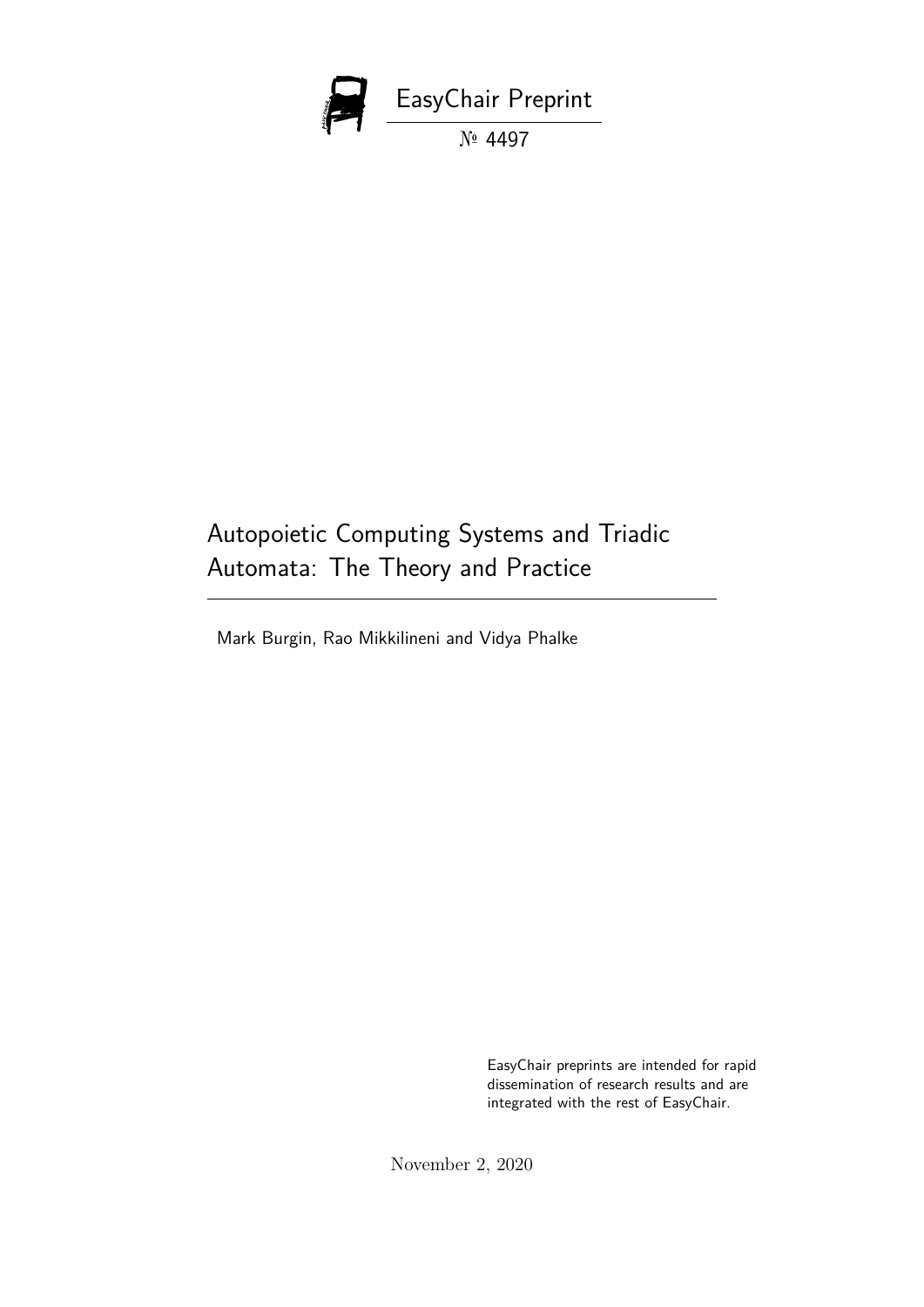EasyChair Preprint

№ 4497

# Autopoietic Computing Systems and Triadic Automata: The Theory and Practice

Mark Burgin, Rao Mikkilineni and Vidya Phalke

EasyChair preprints are intended for rapid dissemination of research results and are integrated with the rest of EasyChair.

November 2, 2020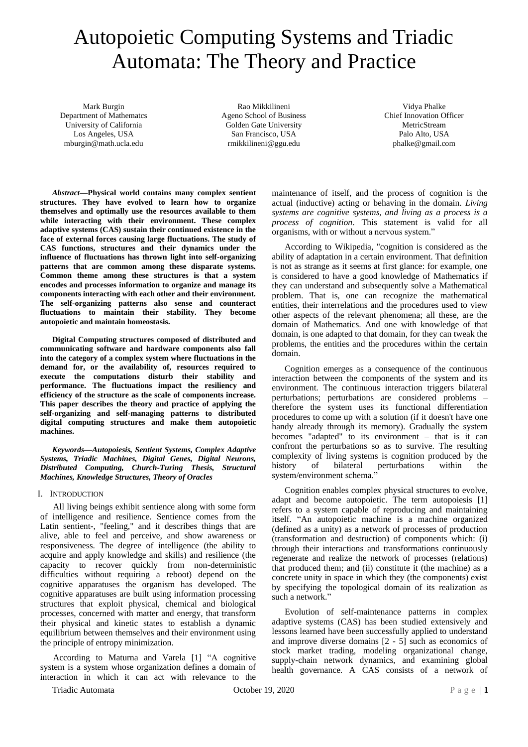# Autopoietic Computing Systems and Triadic Automata: The Theory and Practice

Mark Burgin
Department of Mathematcs
University of California
Los Angeles, USA
mburgin@math.ucla.edu

Rao Mikkilineni
Ageno School of Business
Golden Gate University
San Francisco, USA
rmikkilineni@ggu.edu

Vidya Phalke
Chief Innovation Officer
MetricStream
Palo Alto, USA
phalke@gmail.com

***Abstract*—Physical world contains many complex sentient structures. They have evolved to learn how to organize themselves and optimally use the resources available to them while interacting with their environment. These complex adaptive systems (CAS) sustain their continued existence in the face of external forces causing large fluctuations. The study of CAS functions, structures and their dynamics under the influence of fluctuations has thrown light into self-organizing patterns that are common among these disparate systems. Common theme among these structures is that a system encodes and processes information to organize and manage its components interacting with each other and their environment. The self-organizing patterns also sense and counteract fluctuations to maintain their stability. They become autopoietic and maintain homeostasis.**

**Digital Computing structures composed of distributed and communicating software and hardware components also fall into the category of a complex system where fluctuations in the demand for, or the availability of, resources required to execute the computations disturb their stability and performance. The fluctuations impact the resiliency and efficiency of the structure as the scale of components increase. This paper describes the theory and practice of applying the self-organizing and self-managing patterns to distributed digital computing structures and make them autopoietic machines.**

***Keywords*—*Autopoiesis, Sentient Systems, Complex Adaptive Systems, Triadic Machines, Digital Genes, Digital Neurons, Distributed Computing, Church-Turing Thesis, Structural Machines, Knowledge Structures, Theory of Oracles***

## I. Introduction

All living beings exhibit sentience along with some form of intelligence and resilience. Sentience comes from the Latin sentient-, "feeling," and it describes things that are alive, able to feel and perceive, and show awareness or responsiveness. The degree of intelligence (the ability to acquire and apply knowledge and skills) and resilience (the capacity to recover quickly from non-deterministic difficulties without requiring a reboot) depend on the cognitive apparatuses the organism has developed. The cognitive apparatuses are built using information processing structures that exploit physical, chemical and biological processes, concerned with matter and energy, that transform their physical and kinetic states to establish a dynamic equilibrium between themselves and their environment using the principle of entropy minimization.

According to Maturna and Varela [1] "A cognitive system is a system whose organization defines a domain of interaction in which it can act with relevance to the maintenance of itself, and the process of cognition is the actual (inductive) acting or behaving in the domain. *Living systems are cognitive systems, and living as a process is a process of cognition*. This statement is valid for all organisms, with or without a nervous system."

According to Wikipedia, "cognition is considered as the ability of adaptation in a certain environment. That definition is not as strange as it seems at first glance: for example, one is considered to have a good knowledge of Mathematics if they can understand and subsequently solve a Mathematical problem. That is, one can recognize the mathematical entities, their interrelations and the procedures used to view other aspects of the relevant phenomena; all these, are the domain of Mathematics. And one with knowledge of that domain, is one adapted to that domain, for they can tweak the problems, the entities and the procedures within the certain domain.

Cognition emerges as a consequence of the continuous interaction between the components of the system and its environment. The continuous interaction triggers bilateral perturbations; perturbations are considered problems – therefore the system uses its functional differentiation procedures to come up with a solution (if it doesn't have one handy already through its memory). Gradually the system becomes "adapted" to its environment – that is it can confront the perturbations so as to survive. The resulting complexity of living systems is cognition produced by the history of bilateral perturbations within the system/environment schema."

Cognition enables complex physical structures to evolve, adapt and become autopoietic. The term autopoiesis [1] refers to a system capable of reproducing and maintaining itself. "An autopoietic machine is a machine organized (defined as a unity) as a network of processes of production (transformation and destruction) of components which: (i) through their interactions and transformations continuously regenerate and realize the network of processes (relations) that produced them; and (ii) constitute it (the machine) as a concrete unity in space in which they (the components) exist by specifying the topological domain of its realization as such a network."

Evolution of self-maintenance patterns in complex adaptive systems (CAS) has been studied extensively and lessons learned have been successfully applied to understand and improve diverse domains [2 - 5] such as economics of stock market trading, modeling organizational change, supply-chain network dynamics, and examining global health governance. A CAS consists of a network of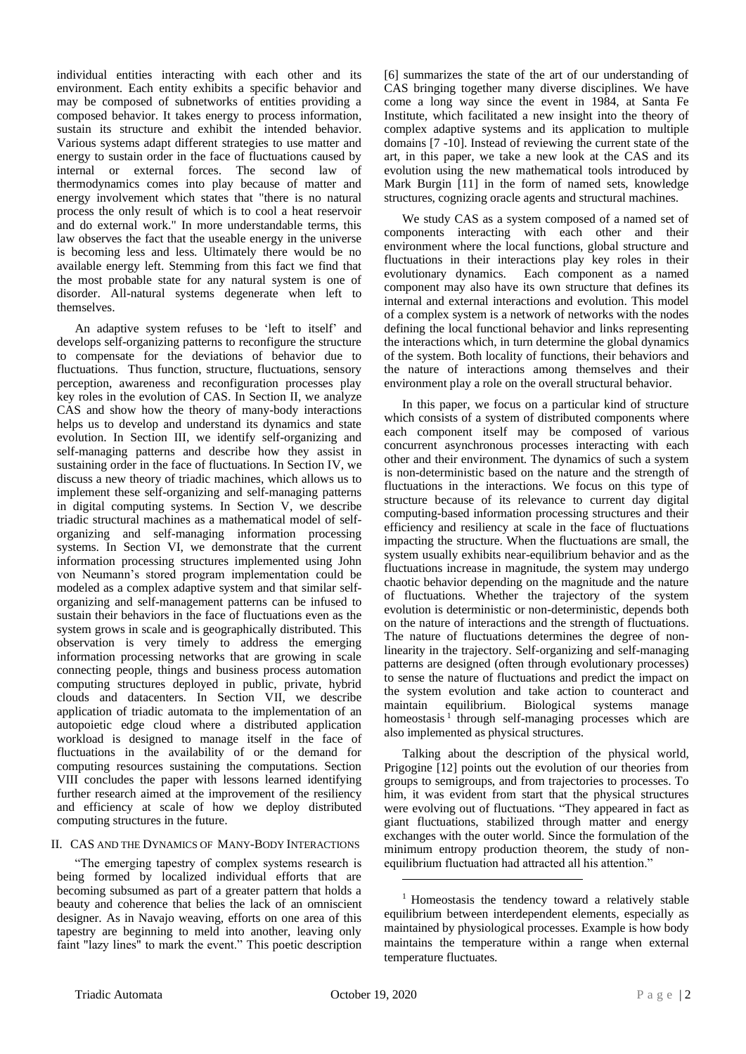individual entities interacting with each other and its environment. Each entity exhibits a specific behavior and may be composed of subnetworks of entities providing a composed behavior. It takes energy to process information, sustain its structure and exhibit the intended behavior. Various systems adapt different strategies to use matter and energy to sustain order in the face of fluctuations caused by internal or external forces. The second law of thermodynamics comes into play because of matter and energy involvement which states that "there is no natural process the only result of which is to cool a heat reservoir and do external work." In more understandable terms, this law observes the fact that the useable energy in the universe is becoming less and less. Ultimately there would be no available energy left. Stemming from this fact we find that the most probable state for any natural system is one of disorder. All-natural systems degenerate when left to themselves.

An adaptive system refuses to be 'left to itself' and develops self-organizing patterns to reconfigure the structure to compensate for the deviations of behavior due to fluctuations. Thus function, structure, fluctuations, sensory perception, awareness and reconfiguration processes play key roles in the evolution of CAS. In Section II, we analyze CAS and show how the theory of many-body interactions helps us to develop and understand its dynamics and state evolution. In Section III, we identify self-organizing and self-managing patterns and describe how they assist in sustaining order in the face of fluctuations. In Section IV, we discuss a new theory of triadic machines, which allows us to implement these self-organizing and self-managing patterns in digital computing systems. In Section V, we describe triadic structural machines as a mathematical model of self-organizing and self-managing information processing systems. In Section VI, we demonstrate that the current information processing structures implemented using John von Neumann's stored program implementation could be modeled as a complex adaptive system and that similar self-organizing and self-management patterns can be infused to sustain their behaviors in the face of fluctuations even as the system grows in scale and is geographically distributed. This observation is very timely to address the emerging information processing networks that are growing in scale connecting people, things and business process automation computing structures deployed in public, private, hybrid clouds and datacenters. In Section VII, we describe application of triadic automata to the implementation of an autopoietic edge cloud where a distributed application workload is designed to manage itself in the face of fluctuations in the availability of or the demand for computing resources sustaining the computations. Section VIII concludes the paper with lessons learned identifying further research aimed at the improvement of the resiliency and efficiency at scale of how we deploy distributed computing structures in the future.

## II. CAS and the Dynamics of Many-Body Interactions

"The emerging tapestry of complex systems research is being formed by localized individual efforts that are becoming subsumed as part of a greater pattern that holds a beauty and coherence that belies the lack of an omniscient designer. As in Navajo weaving, efforts on one area of this tapestry are beginning to meld into another, leaving only faint "lazy lines" to mark the event." This poetic description [6] summarizes the state of the art of our understanding of CAS bringing together many diverse disciplines. We have come a long way since the event in 1984, at Santa Fe Institute, which facilitated a new insight into the theory of complex adaptive systems and its application to multiple domains [7 -10]. Instead of reviewing the current state of the art, in this paper, we take a new look at the CAS and its evolution using the new mathematical tools introduced by Mark Burgin [11] in the form of named sets, knowledge structures, cognizing oracle agents and structural machines.

We study CAS as a system composed of a named set of components interacting with each other and their environment where the local functions, global structure and fluctuations in their interactions play key roles in their evolutionary dynamics. Each component as a named component may also have its own structure that defines its internal and external interactions and evolution. This model of a complex system is a network of networks with the nodes defining the local functional behavior and links representing the interactions which, in turn determine the global dynamics of the system. Both locality of functions, their behaviors and the nature of interactions among themselves and their environment play a role on the overall structural behavior.

In this paper, we focus on a particular kind of structure which consists of a system of distributed components where each component itself may be composed of various concurrent asynchronous processes interacting with each other and their environment. The dynamics of such a system is non-deterministic based on the nature and the strength of fluctuations in the interactions. We focus on this type of structure because of its relevance to current day digital computing-based information processing structures and their efficiency and resiliency at scale in the face of fluctuations impacting the structure. When the fluctuations are small, the system usually exhibits near-equilibrium behavior and as the fluctuations increase in magnitude, the system may undergo chaotic behavior depending on the magnitude and the nature of fluctuations. Whether the trajectory of the system evolution is deterministic or non-deterministic, depends both on the nature of interactions and the strength of fluctuations. The nature of fluctuations determines the degree of non-linearity in the trajectory. Self-organizing and self-managing patterns are designed (often through evolutionary processes) to sense the nature of fluctuations and predict the impact on the system evolution and take action to counteract and maintain equilibrium. Biological systems manage homeostasis [1] through self-managing processes which are also implemented as physical structures.

Talking about the description of the physical world, Prigogine [12] points out the evolution of our theories from groups to semigroups, and from trajectories to processes. To him, it was evident from start that the physical structures were evolving out of fluctuations. "They appeared in fact as giant fluctuations, stabilized through matter and energy exchanges with the outer world. Since the formulation of the minimum entropy production theorem, the study of non-equilibrium fluctuation had attracted all his attention."

[1] Homeostasis the tendency toward a relatively stable equilibrium between interdependent elements, especially as maintained by physiological processes. Example is how body maintains the temperature within a range when external temperature fluctuates.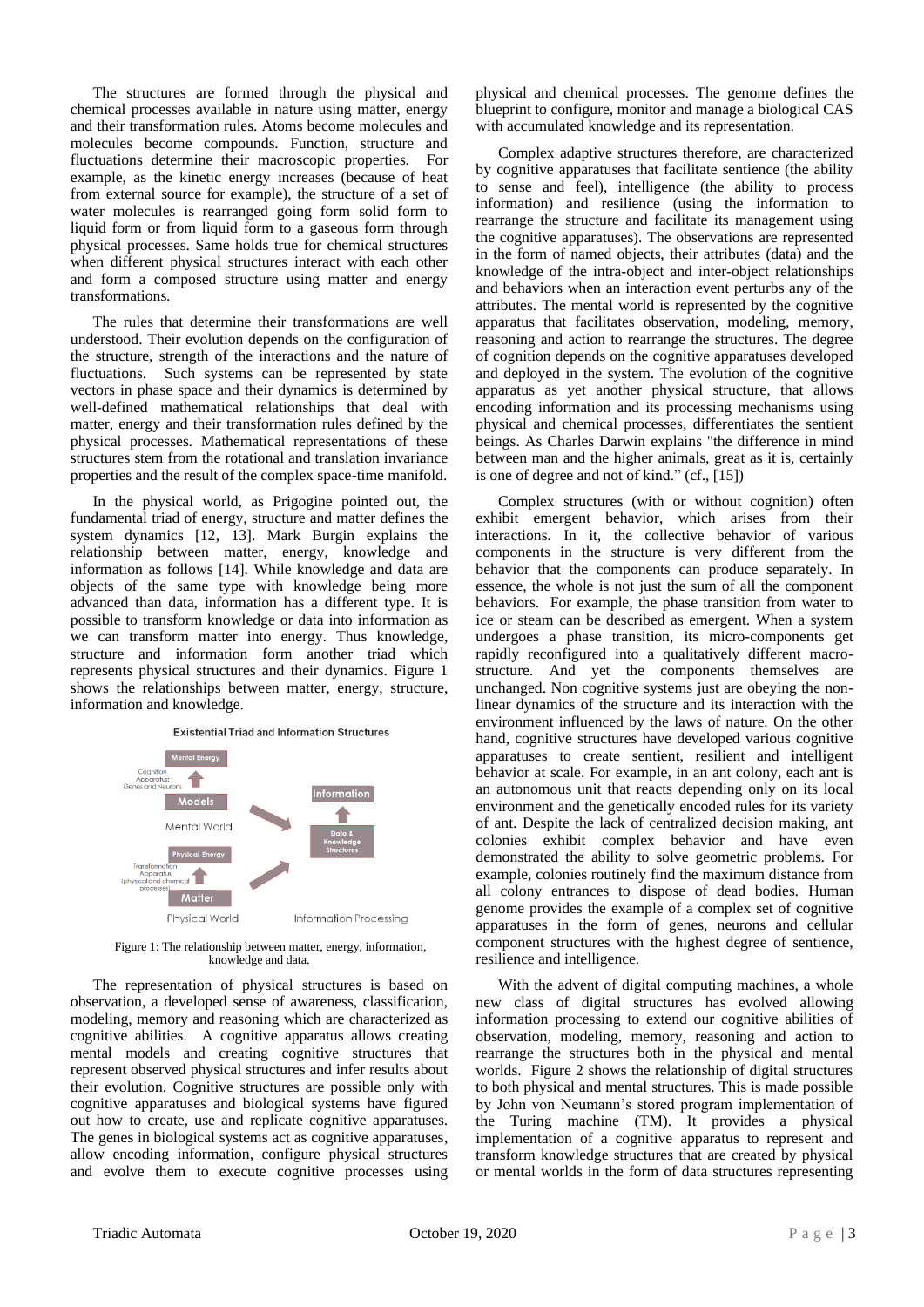The structures are formed through the physical and chemical processes available in nature using matter, energy and their transformation rules. Atoms become molecules and molecules become compounds. Function, structure and fluctuations determine their macroscopic properties. For example, as the kinetic energy increases (because of heat from external source for example), the structure of a set of water molecules is rearranged going form solid form to liquid form or from liquid form to a gaseous form through physical processes. Same holds true for chemical structures when different physical structures interact with each other and form a composed structure using matter and energy transformations.

The rules that determine their transformations are well understood. Their evolution depends on the configuration of the structure, strength of the interactions and the nature of fluctuations. Such systems can be represented by state vectors in phase space and their dynamics is determined by well-defined mathematical relationships that deal with matter, energy and their transformation rules defined by the physical processes. Mathematical representations of these structures stem from the rotational and translation invariance properties and the result of the complex space-time manifold.

In the physical world, as Prigogine pointed out, the fundamental triad of energy, structure and matter defines the system dynamics [12, 13]. Mark Burgin explains the relationship between matter, energy, knowledge and information as follows [14]. While knowledge and data are objects of the same type with knowledge being more advanced than data, information has a different type. It is possible to transform knowledge or data into information as we can transform matter into energy. Thus knowledge, structure and information form another triad which represents physical structures and their dynamics. Figure 1 shows the relationships between matter, energy, structure, information and knowledge.

Figure 1: The relationship between matter, energy, information, knowledge and data.

The representation of physical structures is based on observation, a developed sense of awareness, classification, modeling, memory and reasoning which are characterized as cognitive abilities. A cognitive apparatus allows creating mental models and creating cognitive structures that represent observed physical structures and infer results about their evolution. Cognitive structures are possible only with cognitive apparatuses and biological systems have figured out how to create, use and replicate cognitive apparatuses. The genes in biological systems act as cognitive apparatuses, allow encoding information, configure physical structures and evolve them to execute cognitive processes using physical and chemical processes. The genome defines the blueprint to configure, monitor and manage a biological CAS with accumulated knowledge and its representation.

Complex adaptive structures therefore, are characterized by cognitive apparatuses that facilitate sentience (the ability to sense and feel), intelligence (the ability to process information) and resilience (using the information to rearrange the structure and facilitate its management using the cognitive apparatuses). The observations are represented in the form of named objects, their attributes (data) and the knowledge of the intra-object and inter-object relationships and behaviors when an interaction event perturbs any of the attributes. The mental world is represented by the cognitive apparatus that facilitates observation, modeling, memory, reasoning and action to rearrange the structures. The degree of cognition depends on the cognitive apparatuses developed and deployed in the system. The evolution of the cognitive apparatus as yet another physical structure, that allows encoding information and its processing mechanisms using physical and chemical processes, differentiates the sentient beings. As Charles Darwin explains "the difference in mind between man and the higher animals, great as it is, certainly is one of degree and not of kind." (cf., [15])

Complex structures (with or without cognition) often exhibit emergent behavior, which arises from their interactions. In it, the collective behavior of various components in the structure is very different from the behavior that the components can produce separately. In essence, the whole is not just the sum of all the component behaviors. For example, the phase transition from water to ice or steam can be described as emergent. When a system undergoes a phase transition, its micro-components get rapidly reconfigured into a qualitatively different macro-structure. And yet the components themselves are unchanged. Non cognitive systems just are obeying the non-linear dynamics of the structure and its interaction with the environment influenced by the laws of nature. On the other hand, cognitive structures have developed various cognitive apparatuses to create sentient, resilient and intelligent behavior at scale. For example, in an ant colony, each ant is an autonomous unit that reacts depending only on its local environment and the genetically encoded rules for its variety of ant. Despite the lack of centralized decision making, ant colonies exhibit complex behavior and have even demonstrated the ability to solve geometric problems. For example, colonies routinely find the maximum distance from all colony entrances to dispose of dead bodies. Human genome provides the example of a complex set of cognitive apparatuses in the form of genes, neurons and cellular component structures with the highest degree of sentience, resilience and intelligence.

With the advent of digital computing machines, a whole new class of digital structures has evolved allowing information processing to extend our cognitive abilities of observation, modeling, memory, reasoning and action to rearrange the structures both in the physical and mental worlds. Figure 2 shows the relationship of digital structures to both physical and mental structures. This is made possible by John von Neumann's stored program implementation of the Turing machine (TM). It provides a physical implementation of a cognitive apparatus to represent and transform knowledge structures that are created by physical or mental worlds in the form of data structures representing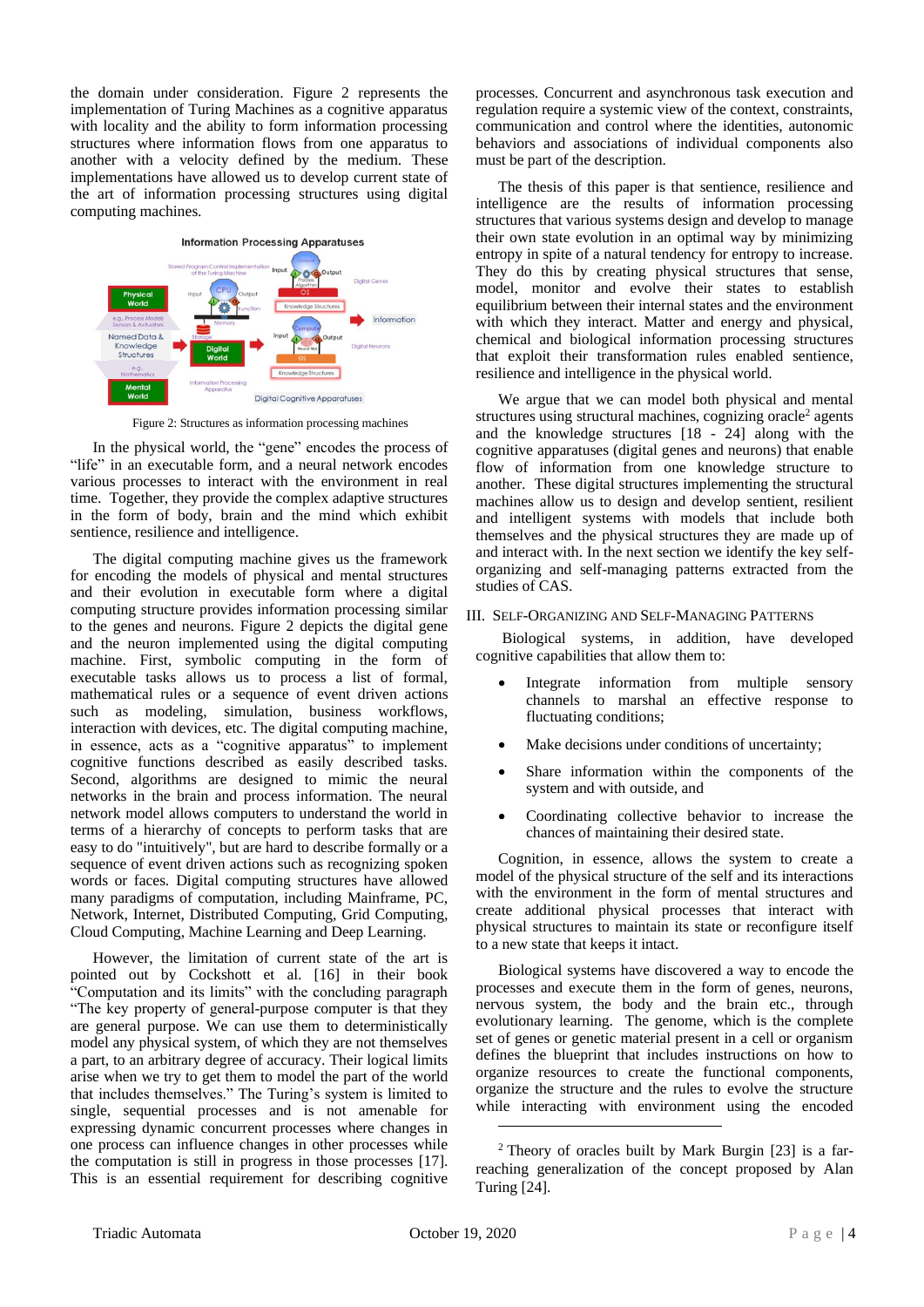the domain under consideration. Figure 2 represents the implementation of Turing Machines as a cognitive apparatus with locality and the ability to form information processing structures where information flows from one apparatus to another with a velocity defined by the medium. These implementations have allowed us to develop current state of the art of information processing structures using digital computing machines.

Figure 2: Structures as information processing machines

In the physical world, the "gene" encodes the process of "life" in an executable form, and a neural network encodes various processes to interact with the environment in real time. Together, they provide the complex adaptive structures in the form of body, brain and the mind which exhibit sentience, resilience and intelligence.

The digital computing machine gives us the framework for encoding the models of physical and mental structures and their evolution in executable form where a digital computing structure provides information processing similar to the genes and neurons. Figure 2 depicts the digital gene and the neuron implemented using the digital computing machine. First, symbolic computing in the form of executable tasks allows us to process a list of formal, mathematical rules or a sequence of event driven actions such as modeling, simulation, business workflows, interaction with devices, etc. The digital computing machine, in essence, acts as a "cognitive apparatus" to implement cognitive functions described as easily described tasks. Second, algorithms are designed to mimic the neural networks in the brain and process information. The neural network model allows computers to understand the world in terms of a hierarchy of concepts to perform tasks that are easy to do "intuitively", but are hard to describe formally or a sequence of event driven actions such as recognizing spoken words or faces. Digital computing structures have allowed many paradigms of computation, including Mainframe, PC, Network, Internet, Distributed Computing, Grid Computing, Cloud Computing, Machine Learning and Deep Learning.

However, the limitation of current state of the art is pointed out by Cockshott et al. [16] in their book "Computation and its limits" with the concluding paragraph "The key property of general-purpose computer is that they are general purpose. We can use them to deterministically model any physical system, of which they are not themselves a part, to an arbitrary degree of accuracy. Their logical limits arise when we try to get them to model the part of the world that includes themselves." The Turing's system is limited to single, sequential processes and is not amenable for expressing dynamic concurrent processes where changes in one process can influence changes in other processes while the computation is still in progress in those processes [17]. This is an essential requirement for describing cognitive processes. Concurrent and asynchronous task execution and regulation require a systemic view of the context, constraints, communication and control where the identities, autonomic behaviors and associations of individual components also must be part of the description.

The thesis of this paper is that sentience, resilience and intelligence are the results of information processing structures that various systems design and develop to manage their own state evolution in an optimal way by minimizing entropy in spite of a natural tendency for entropy to increase. They do this by creating physical structures that sense, model, monitor and evolve their states to establish equilibrium between their internal states and the environment with which they interact. Matter and energy and physical, chemical and biological information processing structures that exploit their transformation rules enabled sentience, resilience and intelligence in the physical world.

We argue that we can model both physical and mental structures using structural machines, cognizing oracle[2] agents and the knowledge structures [18 - 24] along with the cognitive apparatuses (digital genes and neurons) that enable flow of information from one knowledge structure to another. These digital structures implementing the structural machines allow us to design and develop sentient, resilient and intelligent systems with models that include both themselves and the physical structures they are made up of and interact with. In the next section we identify the key self-organizing and self-managing patterns extracted from the studies of CAS.

## III. Self-Organizing and Self-Managing Patterns

Biological systems, in addition, have developed cognitive capabilities that allow them to:

- Integrate information from multiple sensory channels to marshal an effective response to fluctuating conditions;
- Make decisions under conditions of uncertainty;
- Share information within the components of the system and with outside, and
- Coordinating collective behavior to increase the chances of maintaining their desired state.

Cognition, in essence, allows the system to create a model of the physical structure of the self and its interactions with the environment in the form of mental structures and create additional physical processes that interact with physical structures to maintain its state or reconfigure itself to a new state that keeps it intact.

Biological systems have discovered a way to encode the processes and execute them in the form of genes, neurons, nervous system, the body and the brain etc., through evolutionary learning. The genome, which is the complete set of genes or genetic material present in a cell or organism defines the blueprint that includes instructions on how to organize resources to create the functional components, organize the structure and the rules to evolve the structure while interacting with environment using the encoded

[2] Theory of oracles built by Mark Burgin [23] is a far-reaching generalization of the concept proposed by Alan Turing [24].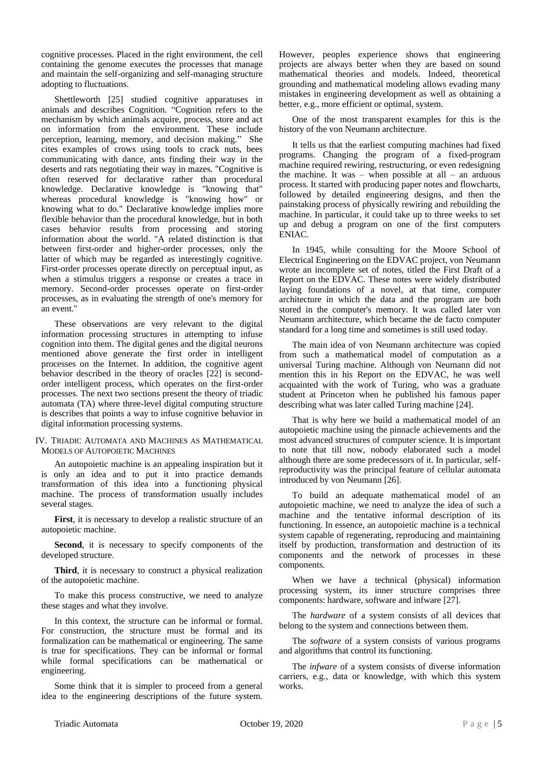cognitive processes. Placed in the right environment, the cell containing the genome executes the processes that manage and maintain the self-organizing and self-managing structure adopting to fluctuations.

Shettleworth [25] studied cognitive apparatuses in animals and describes Cognition. "Cognition refers to the mechanism by which animals acquire, process, store and act on information from the environment. These include perception, learning, memory, and decision making." She cites examples of crows using tools to crack nuts, bees communicating with dance, ants finding their way in the deserts and rats negotiating their way in mazes. "Cognitive is often reserved for declarative rather than procedural knowledge. Declarative knowledge is "knowing that" whereas procedural knowledge is "knowing how" or knowing what to do." Declarative knowledge implies more flexible behavior than the procedural knowledge, but in both cases behavior results from processing and storing information about the world. "A related distinction is that between first-order and higher-order processes, only the latter of which may be regarded as interestingly cognitive. First-order processes operate directly on perceptual input, as when a stimulus triggers a response or creates a trace in memory. Second-order processes operate on first-order processes, as in evaluating the strength of one's memory for an event."

These observations are very relevant to the digital information processing structures in attempting to infuse cognition into them. The digital genes and the digital neurons mentioned above generate the first order in intelligent processes on the Internet. In addition, the cognitive agent behavior described in the theory of oracles [22] is second-order intelligent process, which operates on the first-order processes. The next two sections present the theory of triadic automata (TA) where three-level digital computing structure is describes that points a way to infuse cognitive behavior in digital information processing systems.

## IV. Triadic Automata and Machines as Mathematical Models of Autopoietic Machines

An autopoietic machine is an appealing inspiration but it is only an idea and to put it into practice demands transformation of this idea into a functioning physical machine. The process of transformation usually includes several stages.

**First**, it is necessary to develop a realistic structure of an autopoietic machine.

**Second**, it is necessary to specify components of the developed structure.

**Third**, it is necessary to construct a physical realization of the autopoietic machine.

To make this process constructive, we need to analyze these stages and what they involve.

In this context, the structure can be informal or formal. For construction, the structure must be formal and its formalization can be mathematical or engineering. The same is true for specifications. They can be informal or formal while formal specifications can be mathematical or engineering.

Some think that it is simpler to proceed from a general idea to the engineering descriptions of the future system. However, peoples experience shows that engineering projects are always better when they are based on sound mathematical theories and models. Indeed, theoretical grounding and mathematical modeling allows evading many mistakes in engineering development as well as obtaining a better, e.g., more efficient or optimal, system.

One of the most transparent examples for this is the history of the von Neumann architecture.

It tells us that the earliest computing machines had fixed programs. Changing the program of a fixed-program machine required rewiring, restructuring, or even redesigning the machine. It was – when possible at all – an arduous process. It started with producing paper notes and flowcharts, followed by detailed engineering designs, and then the painstaking process of physically rewiring and rebuilding the machine. In particular, it could take up to three weeks to set up and debug a program on one of the first computers ENIAC.

In 1945, while consulting for the Moore School of Electrical Engineering on the EDVAC project, von Neumann wrote an incomplete set of notes, titled the First Draft of a Report on the EDVAC. These notes were widely distributed laying foundations of a novel, at that time, computer architecture in which the data and the program are both stored in the computer's memory. It was called later von Neumann architecture, which became the de facto computer standard for a long time and sometimes is still used today.

The main idea of von Neumann architecture was copied from such a mathematical model of computation as a universal Turing machine. Although von Neumann did not mention this in his Report on the EDVAC, he was well acquainted with the work of Turing, who was a graduate student at Princeton when he published his famous paper describing what was later called Turing machine [24].

That is why here we build a mathematical model of an autopoietic machine using the pinnacle achievements and the most advanced structures of computer science. It is important to note that till now, nobody elaborated such a model although there are some predecessors of it. In particular, self-reproductivity was the principal feature of cellular automata introduced by von Neumann [26].

To build an adequate mathematical model of an autopoietic machine, we need to analyze the idea of such a machine and the tentative informal description of its functioning. In essence, an autopoietic machine is a technical system capable of regenerating, reproducing and maintaining itself by production, transformation and destruction of its components and the network of processes in these components.

When we have a technical (physical) information processing system, its inner structure comprises three components: hardware, software and infware [27].

The *hardware* of a system consists of all devices that belong to the system and connections between them.

The *software* of a system consists of various programs and algorithms that control its functioning.

The *infware* of a system consists of diverse information carriers, e.g., data or knowledge, with which this system works.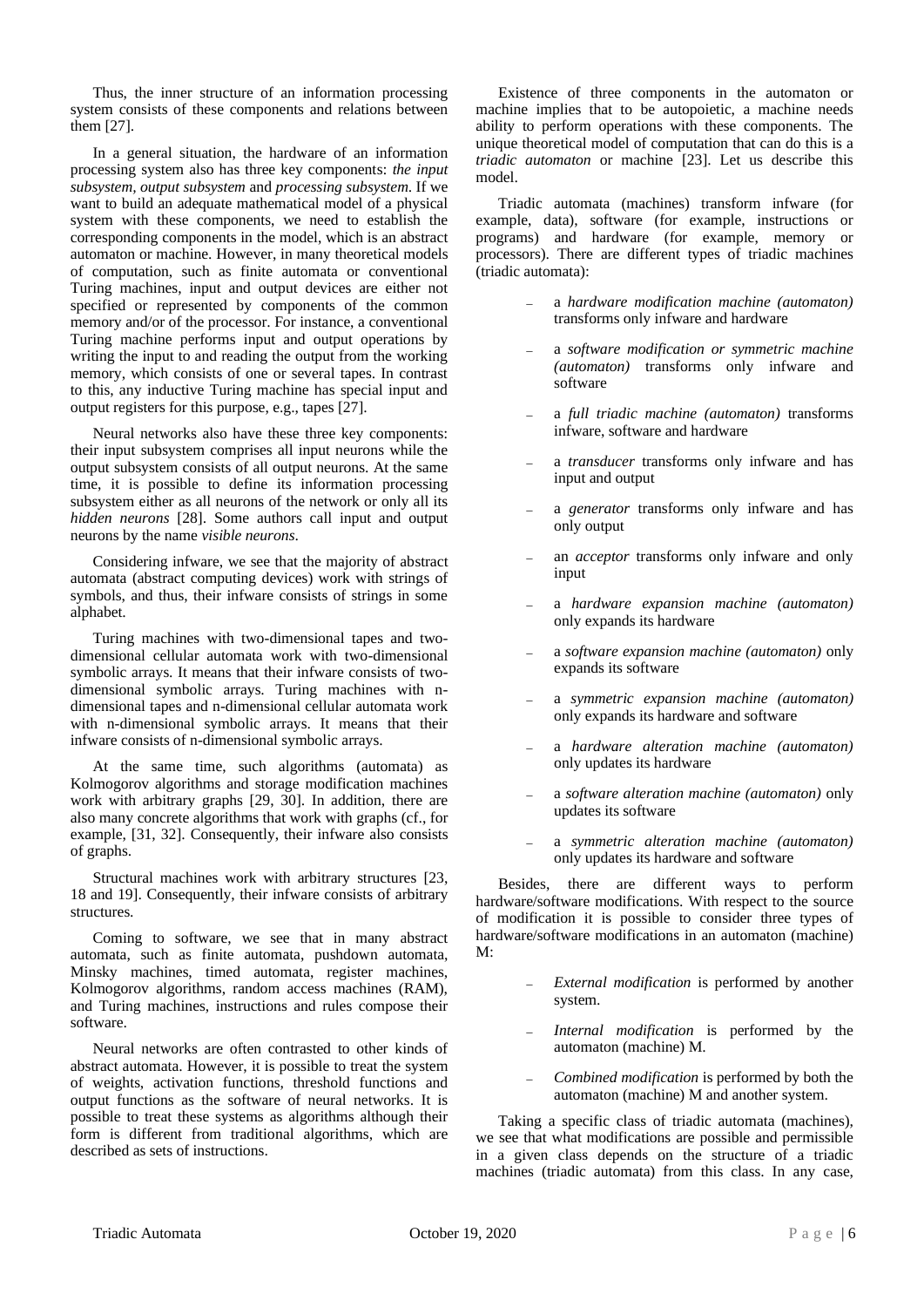Thus, the inner structure of an information processing system consists of these components and relations between them [27].

In a general situation, the hardware of an information processing system also has three key components: *the input subsystem, output subsystem* and *processing subsystem*. If we want to build an adequate mathematical model of a physical system with these components, we need to establish the corresponding components in the model, which is an abstract automaton or machine. However, in many theoretical models of computation, such as finite automata or conventional Turing machines, input and output devices are either not specified or represented by components of the common memory and/or of the processor. For instance, a conventional Turing machine performs input and output operations by writing the input to and reading the output from the working memory, which consists of one or several tapes. In contrast to this, any inductive Turing machine has special input and output registers for this purpose, e.g., tapes [27].

Neural networks also have these three key components: their input subsystem comprises all input neurons while the output subsystem consists of all output neurons. At the same time, it is possible to define its information processing subsystem either as all neurons of the network or only all its *hidden neurons* [28]. Some authors call input and output neurons by the name *visible neurons*.

Considering infware, we see that the majority of abstract automata (abstract computing devices) work with strings of symbols, and thus, their infware consists of strings in some alphabet.

Turing machines with two-dimensional tapes and two-dimensional cellular automata work with two-dimensional symbolic arrays. It means that their infware consists of two-dimensional symbolic arrays. Turing machines with n-dimensional tapes and n-dimensional cellular automata work with n-dimensional symbolic arrays. It means that their infware consists of n-dimensional symbolic arrays.

At the same time, such algorithms (automata) as Kolmogorov algorithms and storage modification machines work with arbitrary graphs [29, 30]. In addition, there are also many concrete algorithms that work with graphs (cf., for example, [31, 32]. Consequently, their infware also consists of graphs.

Structural machines work with arbitrary structures [23, 18 and 19]. Consequently, their infware consists of arbitrary structures.

Coming to software, we see that in many abstract automata, such as finite automata, pushdown automata, Minsky machines, timed automata, register machines, Kolmogorov algorithms, random access machines (RAM), and Turing machines, instructions and rules compose their software.

Neural networks are often contrasted to other kinds of abstract automata. However, it is possible to treat the system of weights, activation functions, threshold functions and output functions as the software of neural networks. It is possible to treat these systems as algorithms although their form is different from traditional algorithms, which are described as sets of instructions.

Existence of three components in the automaton or machine implies that to be autopoietic, a machine needs ability to perform operations with these components. The unique theoretical model of computation that can do this is a *triadic automaton* or machine [23]. Let us describe this model.

Triadic automata (machines) transform infware (for example, data), software (for example, instructions or programs) and hardware (for example, memory or processors). There are different types of triadic machines (triadic automata):

- a *hardware modification machine (automaton)* transforms only infware and hardware
- a *software modification or symmetric machine (automaton)* transforms only infware and software
- a *full triadic machine (automaton)* transforms infware, software and hardware
- a *transducer* transforms only infware and has input and output
- a *generator* transforms only infware and has only output
- an *acceptor* transforms only infware and only input
- a *hardware expansion machine (automaton)* only expands its hardware
- a *software expansion machine (automaton)* only expands its software
- a *symmetric expansion machine (automaton)* only expands its hardware and software
- a *hardware alteration machine (automaton)* only updates its hardware
- a *software alteration machine (automaton)* only updates its software
- a *symmetric alteration machine (automaton)* only updates its hardware and software

Besides, there are different ways to perform hardware/software modifications. With respect to the source of modification it is possible to consider three types of hardware/software modifications in an automaton (machine) M:

- *External modification* is performed by another system.
- *Internal modification* is performed by the automaton (machine) M.
- *Combined modification* is performed by both the automaton (machine) M and another system.

Taking a specific class of triadic automata (machines), we see that what modifications are possible and permissible in a given class depends on the structure of a triadic machines (triadic automata) from this class. In any case,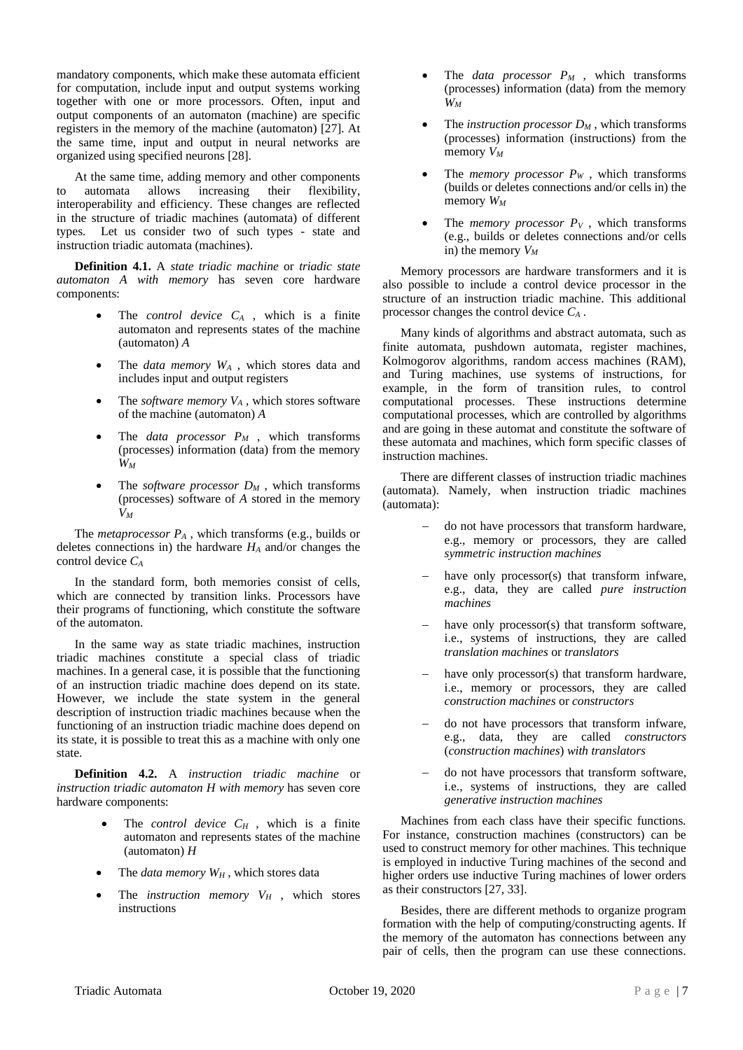mandatory components, which make these automata efficient for computation, include input and output systems working together with one or more processors. Often, input and output components of an automaton (machine) are specific registers in the memory of the machine (automaton) [27]. At the same time, input and output in neural networks are organized using specified neurons [28].

At the same time, adding memory and other components to automata allows increasing their flexibility, interoperability and efficiency. These changes are reflected in the structure of triadic machines (automata) of different types. Let us consider two of such types - state and instruction triadic automata (machines).

**Definition 4.1.** A *state triadic machine* or *triadic state automaton A with memory* has seven core hardware components:

- The *control device* $C_A$ , which is a finite automaton and represents states of the machine (automaton) $A$
- The *data memory* $W_A$ , which stores data and includes input and output registers
- The *software memory* $V_A$ , which stores software of the machine (automaton) $A$
- The *data processor* $P_M$ , which transforms (processes) information (data) from the memory $W_M$
- The *software processor* $D_M$ , which transforms (processes) software of $A$ stored in the memory $V_M$

The *metaprocessor* $P_A$ , which transforms (e.g., builds or deletes connections in) the hardware $H_A$ and/or changes the control device $C_A$

In the standard form, both memories consist of cells, which are connected by transition links. Processors have their programs of functioning, which constitute the software of the automaton.

In the same way as state triadic machines, instruction triadic machines constitute a special class of triadic machines. In a general case, it is possible that the functioning of an instruction triadic machine does depend on its state. However, we include the state system in the general description of instruction triadic machines because when the functioning of an instruction triadic machine does depend on its state, it is possible to treat this as a machine with only one state.

**Definition 4.2.** A *instruction triadic machine* or *instruction triadic automaton H with memory* has seven core hardware components:

- The *control device* $C_H$ , which is a finite automaton and represents states of the machine (automaton) $H$
- The *data memory* $W_H$ , which stores data
- The *instruction memory* $V_H$ , which stores instructions
- The *data processor* $P_M$ , which transforms (processes) information (data) from the memory $W_M$
- The *instruction processor* $D_M$ , which transforms (processes) information (instructions) from the memory $V_M$
- The *memory processor* $P_W$ , which transforms (builds or deletes connections and/or cells in) the memory $W_M$
- The *memory processor* $P_V$ , which transforms (e.g., builds or deletes connections and/or cells in) the memory $V_M$

Memory processors are hardware transformers and it is also possible to include a control device processor in the structure of an instruction triadic machine. This additional processor changes the control device $C_A$ .

Many kinds of algorithms and abstract automata, such as finite automata, pushdown automata, register machines, Kolmogorov algorithms, random access machines (RAM), and Turing machines, use systems of instructions, for example, in the form of transition rules, to control computational processes. These instructions determine computational processes, which are controlled by algorithms and are going in these automat and constitute the software of these automata and machines, which form specific classes of instruction machines.

There are different classes of instruction triadic machines (automata). Namely, when instruction triadic machines (automata):

- do not have processors that transform hardware, e.g., memory or processors, they are called *symmetric instruction machines*
- have only processor(s) that transform infware, e.g., data, they are called *pure instruction machines*
- have only processor(s) that transform software, i.e., systems of instructions, they are called *translation machines* or *translators*
- have only processor(s) that transform hardware, i.e., memory or processors, they are called *construction machines* or *constructors*
- do not have processors that transform infware, e.g., data, they are called *constructors* (*construction machines*) *with translators*
- do not have processors that transform software, i.e., systems of instructions, they are called *generative instruction machines*

Machines from each class have their specific functions. For instance, construction machines (constructors) can be used to construct memory for other machines. This technique is employed in inductive Turing machines of the second and higher orders use inductive Turing machines of lower orders as their constructors [27, 33].

Besides, there are different methods to organize program formation with the help of computing/constructing agents. If the memory of the automaton has connections between any pair of cells, then the program can use these connections.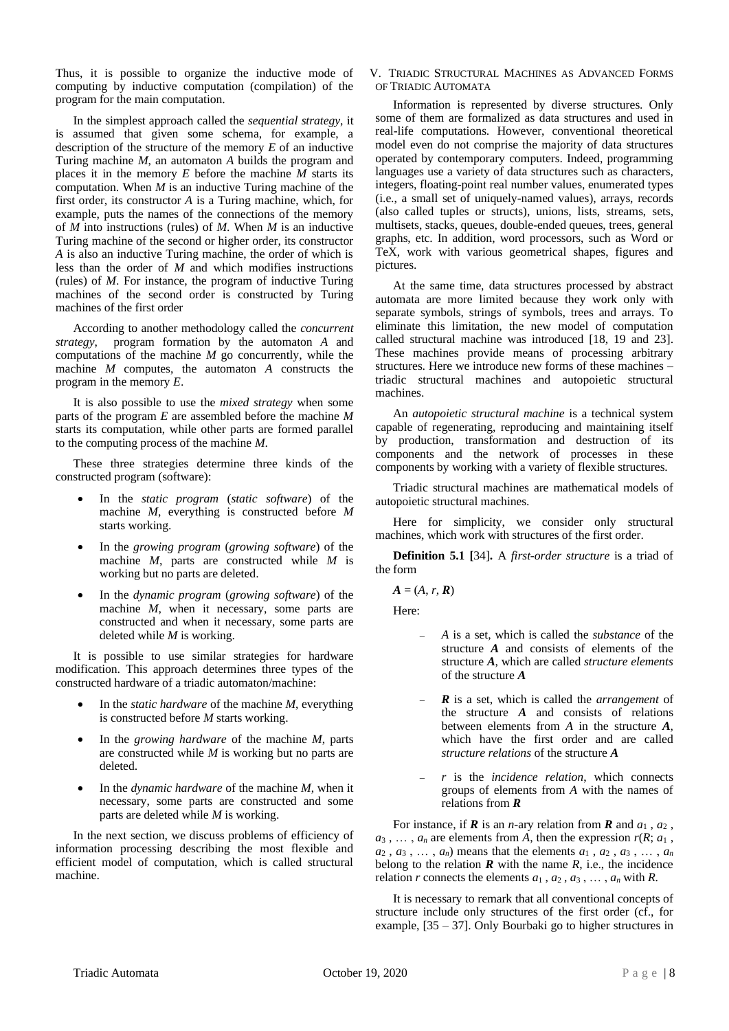Thus, it is possible to organize the inductive mode of computing by inductive computation (compilation) of the program for the main computation.

In the simplest approach called the *sequential strategy*, it is assumed that given some schema, for example, a description of the structure of the memory $E$ of an inductive Turing machine $M$, an automaton $A$ builds the program and places it in the memory $E$ before the machine $M$ starts its computation. When $M$ is an inductive Turing machine of the first order, its constructor $A$ is a Turing machine, which, for example, puts the names of the connections of the memory of $M$ into instructions (rules) of $M$. When $M$ is an inductive Turing machine of the second or higher order, its constructor $A$ is also an inductive Turing machine, the order of which is less than the order of $M$ and which modifies instructions (rules) of $M$. For instance, the program of inductive Turing machines of the second order is constructed by Turing machines of the first order

According to another methodology called the *concurrent strategy*, program formation by the automaton $A$ and computations of the machine $M$ go concurrently, while the machine $M$ computes, the automaton $A$ constructs the program in the memory $E$.

It is also possible to use the *mixed strategy* when some parts of the program $E$ are assembled before the machine $M$ starts its computation, while other parts are formed parallel to the computing process of the machine $M$.

These three strategies determine three kinds of the constructed program (software):

- In the *static program* (*static software*) of the machine $M$, everything is constructed before $M$ starts working.
- In the *growing program* (*growing software*) of the machine $M$, parts are constructed while $M$ is working but no parts are deleted.
- In the *dynamic program* (*growing software*) of the machine $M$, when it necessary, some parts are constructed and when it necessary, some parts are deleted while $M$ is working.

It is possible to use similar strategies for hardware modification. This approach determines three types of the constructed hardware of a triadic automaton/machine:

- In the *static hardware* of the machine $M$, everything is constructed before $M$ starts working.
- In the *growing hardware* of the machine $M$, parts are constructed while $M$ is working but no parts are deleted.
- In the *dynamic hardware* of the machine $M$, when it necessary, some parts are constructed and some parts are deleted while $M$ is working.

In the next section, we discuss problems of efficiency of information processing describing the most flexible and efficient model of computation, which is called structural machine.

## V. Triadic Structural Machines as Advanced Forms of Triadic Automata

Information is represented by diverse structures. Only some of them are formalized as data structures and used in real-life computations. However, conventional theoretical model even do not comprise the majority of data structures operated by contemporary computers. Indeed, programming languages use a variety of data structures such as characters, integers, floating-point real number values, enumerated types (i.e., a small set of uniquely-named values), arrays, records (also called tuples or structs), unions, lists, streams, sets, multisets, stacks, queues, double-ended queues, trees, general graphs, etc. In addition, word processors, such as Word or TeX, work with various geometrical shapes, figures and pictures.

At the same time, data structures processed by abstract automata are more limited because they work only with separate symbols, strings of symbols, trees and arrays. To eliminate this limitation, the new model of computation called structural machine was introduced [18, 19 and 23]. These machines provide means of processing arbitrary structures. Here we introduce new forms of these machines – triadic structural machines and autopoietic structural machines.

An *autopoietic structural machine* is a technical system capable of regenerating, reproducing and maintaining itself by production, transformation and destruction of its components and the network of processes in these components by working with a variety of flexible structures.

Triadic structural machines are mathematical models of autopoietic structural machines.

Here for simplicity, we consider only structural machines, which work with structures of the first order.

**Definition 5.1 [**34]**.** A *first-order structure* is a triad of the form

$\boldsymbol{A} = (A, r, \boldsymbol{R})$

Here:

- $A$ is a set, which is called the *substance* of the structure $\boldsymbol{A}$ and consists of elements of the structure $\boldsymbol{A}$, which are called *structure elements* of the structure $\boldsymbol{A}$
- $\boldsymbol{R}$ is a set, which is called the *arrangement* of the structure $\boldsymbol{A}$ and consists of relations between elements from $A$ in the structure $\boldsymbol{A}$, which have the first order and are called *structure relations* of the structure $\boldsymbol{A}$
- $r$ is the *incidence relation*, which connects groups of elements from $A$ with the names of relations from $\boldsymbol{R}$

For instance, if $\boldsymbol{R}$ is an $n$-ary relation from $\boldsymbol{R}$ and $a_1$, $a_2$, $a_3$, … , $a_n$ are elements from $A$, then the expression $r(R; a_1, a_2, a_3, \dots, a_n)$ means that the elements $a_1$, $a_2$, $a_3$, … , $a_n$ belong to the relation $\boldsymbol{R}$ with the name $R$, i.e., the incidence relation $r$ connects the elements $a_1$, $a_2$, $a_3$, … , $a_n$ with $R$.

It is necessary to remark that all conventional concepts of structure include only structures of the first order (cf., for example, [35 – 37]. Only Bourbaki go to higher structures in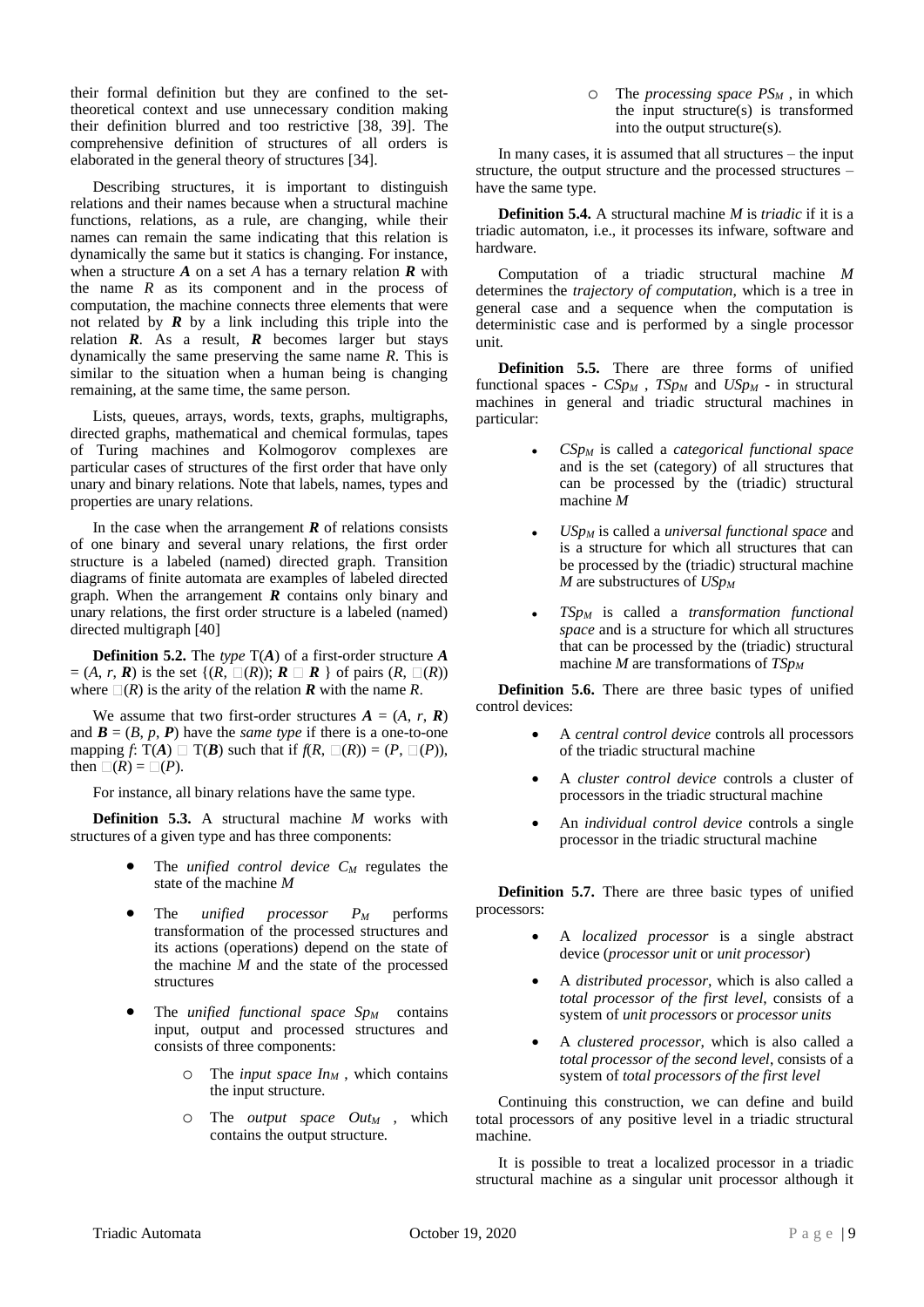their formal definition but they are confined to the set-theoretical context and use unnecessary condition making their definition blurred and too restrictive [38, 39]. The comprehensive definition of structures of all orders is elaborated in the general theory of structures [34].

Describing structures, it is important to distinguish relations and their names because when a structural machine functions, relations, as a rule, are changing, while their names can remain the same indicating that this relation is dynamically the same but it statics is changing. For instance, when a structure $\boldsymbol{A}$ on a set $A$ has a ternary relation $\boldsymbol{R}$ with the name $R$ as its component and in the process of computation, the machine connects three elements that were not related by $\boldsymbol{R}$ by a link including this triple into the relation $\boldsymbol{R}$. As a result, $\boldsymbol{R}$ becomes larger but stays dynamically the same preserving the same name $R$. This is similar to the situation when a human being is changing remaining, at the same time, the same person.

Lists, queues, arrays, words, texts, graphs, multigraphs, directed graphs, mathematical and chemical formulas, tapes of Turing machines and Kolmogorov complexes are particular cases of structures of the first order that have only unary and binary relations. Note that labels, names, types and properties are unary relations.

In the case when the arrangement $\boldsymbol{R}$ of relations consists of one binary and several unary relations, the first order structure is a labeled (named) directed graph. Transition diagrams of finite automata are examples of labeled directed graph. When the arrangement $\boldsymbol{R}$ contains only binary and unary relations, the first order structure is a labeled (named) directed multigraph [40]

**Definition 5.2.** The *type* $\mathrm{T}(\boldsymbol{A})$ of a first-order structure $\boldsymbol{A} = (A, r, \boldsymbol{R})$ is the set $\{(R, \square(R));\ \boldsymbol{R} \square\ \boldsymbol{R}\ \}$ of pairs $(R, \square(R))$ where $\square(R)$ is the arity of the relation $\boldsymbol{R}$ with the name $R$.

We assume that two first-order structures $\boldsymbol{A} = (A, r, \boldsymbol{R})$ and $\boldsymbol{B} = (B, p, \boldsymbol{P})$ have the *same type* if there is a one-to-one mapping $f$: $\mathrm{T}(\boldsymbol{A}) \square\ \mathrm{T}(\boldsymbol{B})$ such that if $f(R, \square(R)) = (P, \square(P))$, then $\square(R) = \square(P)$.

For instance, all binary relations have the same type.

**Definition 5.3.** A structural machine $M$ works with structures of a given type and has three components:

- The *unified control device* $C_M$ regulates the state of the machine $M$
- The *unified processor* $P_M$ performs transformation of the processed structures and its actions (operations) depend on the state of the machine $M$ and the state of the processed structures
- The *unified functional space* $Sp_M$ contains input, output and processed structures and consists of three components:
  - The *input space* $In_M$ , which contains the input structure.
  - The *output space* $Out_M$ , which contains the output structure.
  - The *processing space* $PS_M$ , in which the input structure(s) is transformed into the output structure(s).

In many cases, it is assumed that all structures – the input structure, the output structure and the processed structures – have the same type.

**Definition 5.4.** A structural machine $M$ is *triadic* if it is a triadic automaton, i.e., it processes its infware, software and hardware.

Computation of a triadic structural machine $M$ determines the *trajectory of computation*, which is a tree in general case and a sequence when the computation is deterministic case and is performed by a single processor unit.

**Definition 5.5.** There are three forms of unified functional spaces - $CSp_M$ , $TSp_M$ and $USp_M$ - in structural machines in general and triadic structural machines in particular:

- $CSp_M$ is called a *categorical functional space* and is the set (category) of all structures that can be processed by the (triadic) structural machine $M$
- $USp_M$ is called a *universal functional space* and is a structure for which all structures that can be processed by the (triadic) structural machine $M$ are substructures of $USp_M$
- $TSp_M$ is called a *transformation functional space* and is a structure for which all structures that can be processed by the (triadic) structural machine $M$ are transformations of $TSp_M$

**Definition 5.6.** There are three basic types of unified control devices:

- A *central control device* controls all processors of the triadic structural machine
- A *cluster control device* controls a cluster of processors in the triadic structural machine
- An *individual control device* controls a single processor in the triadic structural machine

**Definition 5.7.** There are three basic types of unified processors:

- A *localized processor* is a single abstract device (*processor unit* or *unit processor*)
- A *distributed processor*, which is also called a *total processor of the first level*, consists of a system of *unit processors* or *processor units*
- A *clustered processor*, which is also called a *total processor of the second level*, consists of a system of *total processors of the first level*

Continuing this construction, we can define and build total processors of any positive level in a triadic structural machine.

It is possible to treat a localized processor in a triadic structural machine as a singular unit processor although it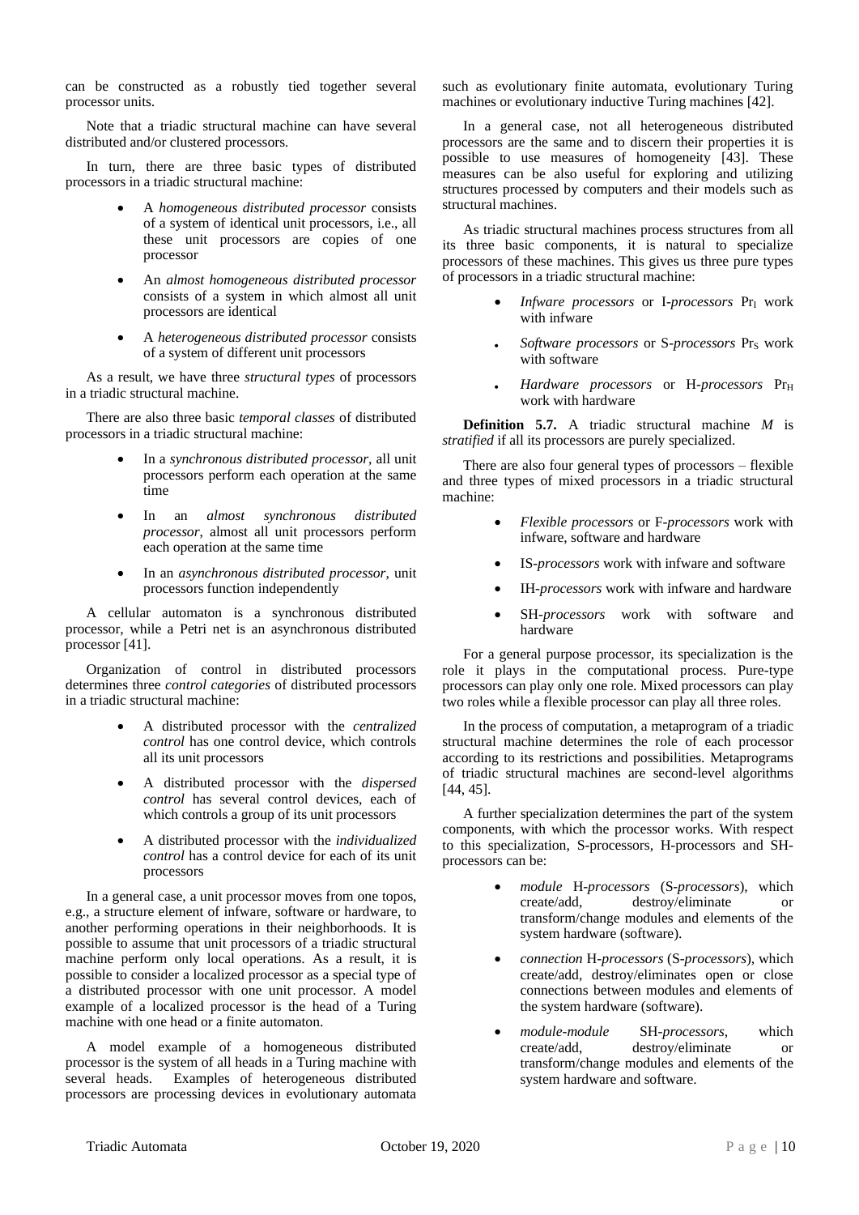can be constructed as a robustly tied together several processor units.

Note that a triadic structural machine can have several distributed and/or clustered processors.

In turn, there are three basic types of distributed processors in a triadic structural machine:

- A *homogeneous distributed processor* consists of a system of identical unit processors, i.e., all these unit processors are copies of one processor
- An *almost homogeneous distributed processor* consists of a system in which almost all unit processors are identical
- A *heterogeneous distributed processor* consists of a system of different unit processors

As a result, we have three *structural types* of processors in a triadic structural machine.

There are also three basic *temporal classes* of distributed processors in a triadic structural machine:

- In a *synchronous distributed processor*, all unit processors perform each operation at the same time
- In an *almost synchronous distributed processor*, almost all unit processors perform each operation at the same time
- In an *asynchronous distributed processor*, unit processors function independently

A cellular automaton is a synchronous distributed processor, while a Petri net is an asynchronous distributed processor [41].

Organization of control in distributed processors determines three *control categories* of distributed processors in a triadic structural machine:

- A distributed processor with the *centralized control* has one control device, which controls all its unit processors
- A distributed processor with the *dispersed control* has several control devices, each of which controls a group of its unit processors
- A distributed processor with the *individualized control* has a control device for each of its unit processors

In a general case, a unit processor moves from one topos, e.g., a structure element of infware, software or hardware, to another performing operations in their neighborhoods. It is possible to assume that unit processors of a triadic structural machine perform only local operations. As a result, it is possible to consider a localized processor as a special type of a distributed processor with one unit processor. A model example of a localized processor is the head of a Turing machine with one head or a finite automaton.

A model example of a homogeneous distributed processor is the system of all heads in a Turing machine with several heads. Examples of heterogeneous distributed processors are processing devices in evolutionary automata such as evolutionary finite automata, evolutionary Turing machines or evolutionary inductive Turing machines [42].

In a general case, not all heterogeneous distributed processors are the same and to discern their properties it is possible to use measures of homogeneity [43]. These measures can be also useful for exploring and utilizing structures processed by computers and their models such as structural machines.

As triadic structural machines process structures from all its three basic components, it is natural to specialize processors of these machines. This gives us three pure types of processors in a triadic structural machine:

- *Infware processors* or *I-processors* $Pr_I$ work with infware
- *Software processors* or *S-processors* $Pr_S$ work with software
- *Hardware processors* or *H-processors* $Pr_H$ work with hardware

**Definition 5.7.** A triadic structural machine *M* is *stratified* if all its processors are purely specialized.

There are also four general types of processors – flexible and three types of mixed processors in a triadic structural machine:

- *Flexible processors* or *F-processors* work with infware, software and hardware
- IS-*processors* work with infware and software
- IH-*processors* work with infware and hardware
- SH-*processors* work with software and hardware

For a general purpose processor, its specialization is the role it plays in the computational process. Pure-type processors can play only one role. Mixed processors can play two roles while a flexible processor can play all three roles.

In the process of computation, a metaprogram of a triadic structural machine determines the role of each processor according to its restrictions and possibilities. Metaprograms of triadic structural machines are second-level algorithms [44, 45].

A further specialization determines the part of the system components, with which the processor works. With respect to this specialization, S-processors, H-processors and SH-processors can be:

- *module* H-*processors* (S-*processors*), which create/add, destroy/eliminate or transform/change modules and elements of the system hardware (software).
- *connection* H-*processors* (S-*processors*), which create/add, destroy/eliminates open or close connections between modules and elements of the system hardware (software).
- *module-module* SH-*processors*, which create/add, destroy/eliminate or transform/change modules and elements of the system hardware and software.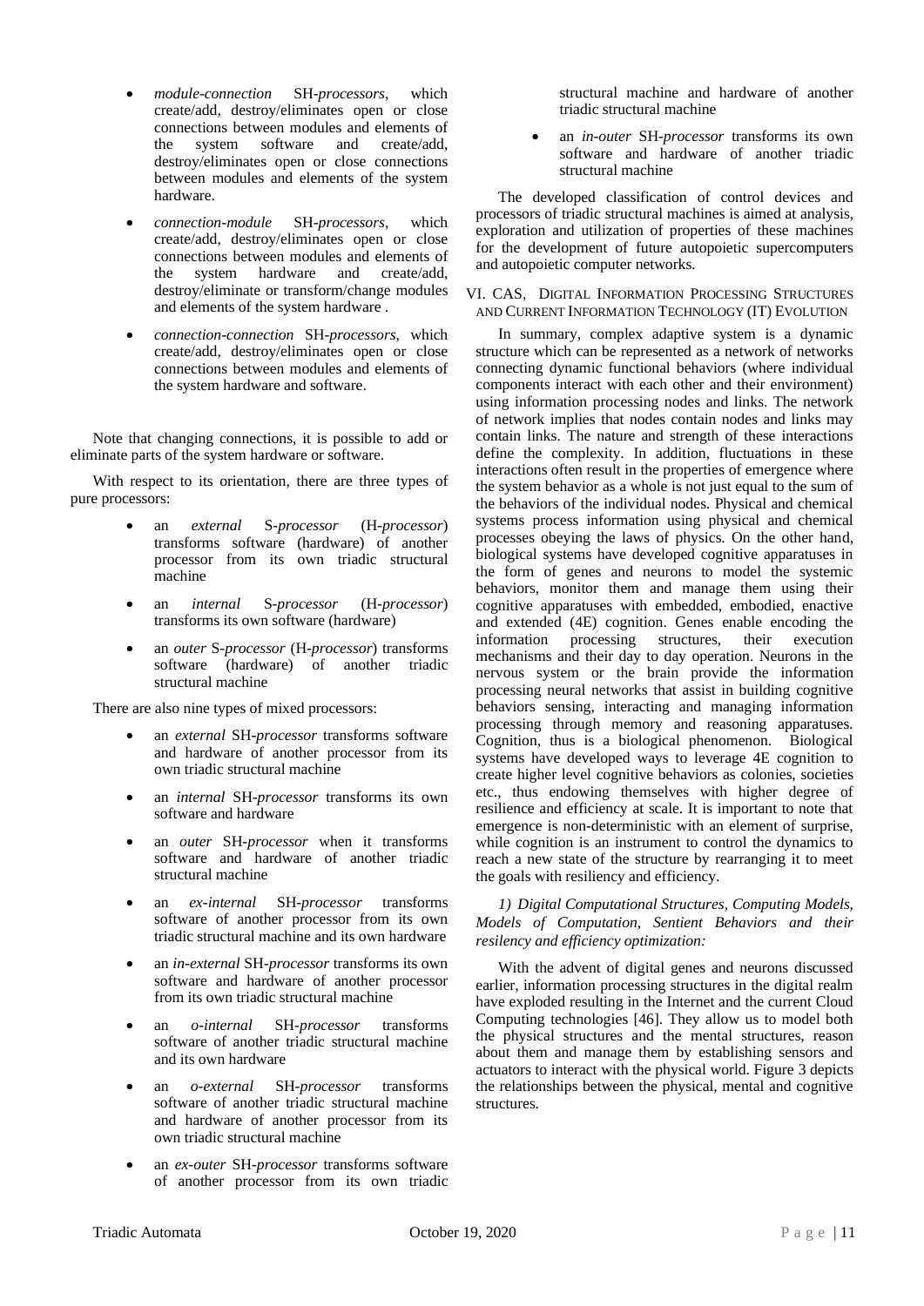- *module-connection* SH-*processors*, which create/add, destroy/eliminates open or close connections between modules and elements of the system software and create/add, destroy/eliminates open or close connections between modules and elements of the system hardware.
- *connection-module* SH-*processors*, which create/add, destroy/eliminates open or close connections between modules and elements of the system hardware and create/add, destroy/eliminate or transform/change modules and elements of the system hardware .
- *connection-connection* SH-*processors*, which create/add, destroy/eliminates open or close connections between modules and elements of the system hardware and software.

Note that changing connections, it is possible to add or eliminate parts of the system hardware or software.

With respect to its orientation, there are three types of pure processors:

- an *external* S-*processor* (H-*processor*) transforms software (hardware) of another processor from its own triadic structural machine
- an *internal* S-*processor* (H-*processor*) transforms its own software (hardware)
- an *outer* S-*processor* (H-*processor*) transforms software (hardware) of another triadic structural machine

There are also nine types of mixed processors:

- an *external* SH-*processor* transforms software and hardware of another processor from its own triadic structural machine
- an *internal* SH-*processor* transforms its own software and hardware
- an *outer* SH-*processor* when it transforms software and hardware of another triadic structural machine
- an *ex-internal* SH-*processor* transforms software of another processor from its own triadic structural machine and its own hardware
- an *in-external* SH-*processor* transforms its own software and hardware of another processor from its own triadic structural machine
- an *o-internal* SH-*processor* transforms software of another triadic structural machine and its own hardware
- an *o-external* SH-*processor* transforms software of another triadic structural machine and hardware of another processor from its own triadic structural machine
- an *ex-outer* SH-*processor* transforms software of another processor from its own triadic structural machine and hardware of another triadic structural machine
- an *in-outer* SH-*processor* transforms its own software and hardware of another triadic structural machine

The developed classification of control devices and processors of triadic structural machines is aimed at analysis, exploration and utilization of properties of these machines for the development of future autopoietic supercomputers and autopoietic computer networks.

## VI. CAS, Digital Information Processing Structures and Current Information Technology (IT) Evolution

In summary, complex adaptive system is a dynamic structure which can be represented as a network of networks connecting dynamic functional behaviors (where individual components interact with each other and their environment) using information processing nodes and links. The network of network implies that nodes contain nodes and links may contain links. The nature and strength of these interactions define the complexity. In addition, fluctuations in these interactions often result in the properties of emergence where the system behavior as a whole is not just equal to the sum of the behaviors of the individual nodes. Physical and chemical systems process information using physical and chemical processes obeying the laws of physics. On the other hand, biological systems have developed cognitive apparatuses in the form of genes and neurons to model the systemic behaviors, monitor them and manage them using their cognitive apparatuses with embedded, embodied, enactive and extended (4E) cognition. Genes enable encoding the information processing structures, their execution mechanisms and their day to day operation. Neurons in the nervous system or the brain provide the information processing neural networks that assist in building cognitive behaviors sensing, interacting and managing information processing through memory and reasoning apparatuses. Cognition, thus is a biological phenomenon. Biological systems have developed ways to leverage 4E cognition to create higher level cognitive behaviors as colonies, societies etc., thus endowing themselves with higher degree of resilience and efficiency at scale. It is important to note that emergence is non-deterministic with an element of surprise, while cognition is an instrument to control the dynamics to reach a new state of the structure by rearranging it to meet the goals with resiliency and efficiency.

*1) Digital Computational Structures, Computing Models, Models of Computation, Sentient Behaviors and their resiliency and efficiency optimization:*

With the advent of digital genes and neurons discussed earlier, information processing structures in the digital realm have exploded resulting in the Internet and the current Cloud Computing technologies [46]. They allow us to model both the physical structures and the mental structures, reason about them and manage them by establishing sensors and actuators to interact with the physical world. Figure 3 depicts the relationships between the physical, mental and cognitive structures.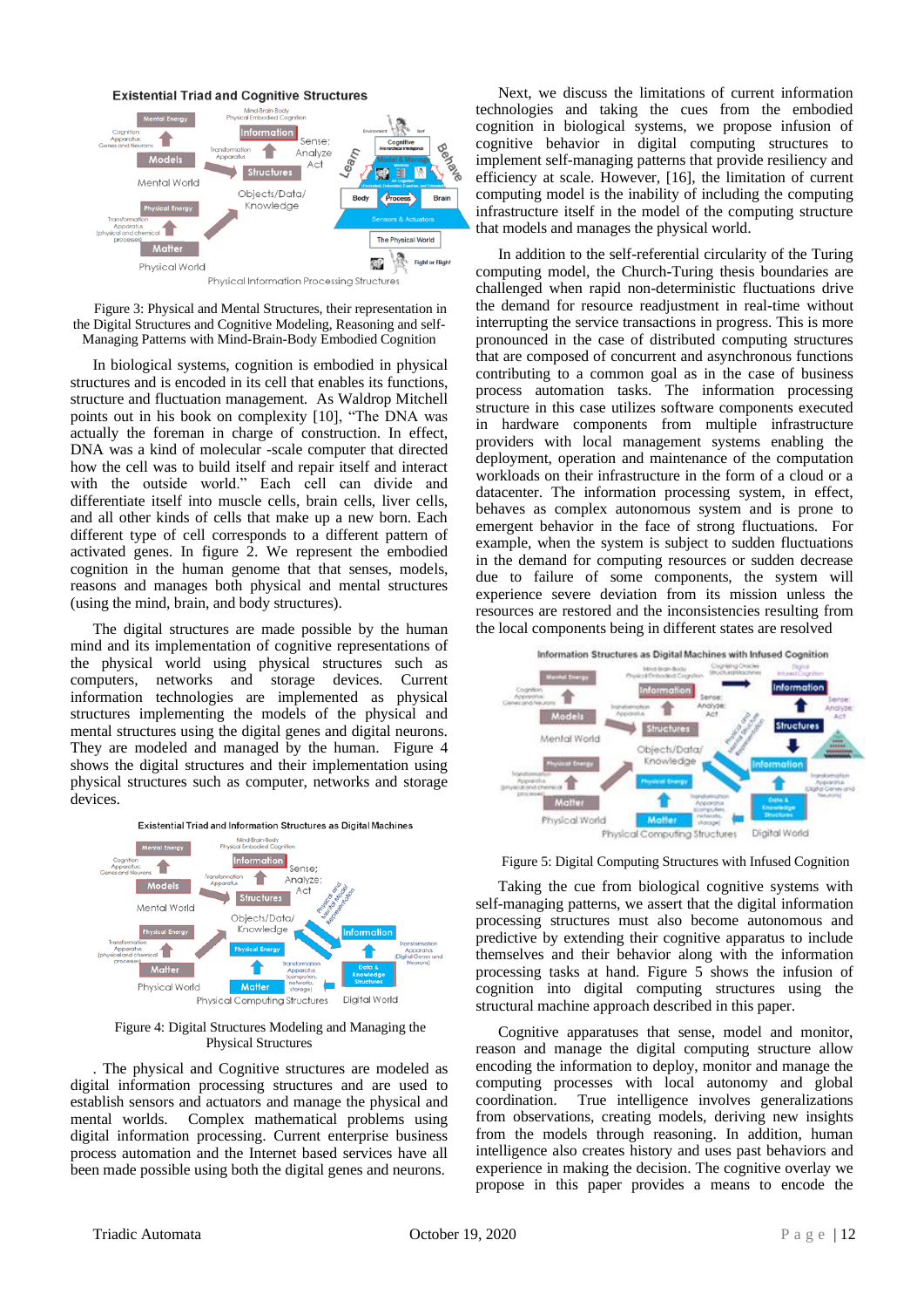Figure 3: Physical and Mental Structures, their representation in the Digital Structures and Cognitive Modeling, Reasoning and self-Managing Patterns with Mind-Brain-Body Embodied Cognition

In biological systems, cognition is embodied in physical structures and is encoded in its cell that enables its functions, structure and fluctuation management. As Waldrop Mitchell points out in his book on complexity [10], "The DNA was actually the foreman in charge of construction. In effect, DNA was a kind of molecular -scale computer that directed how the cell was to build itself and repair itself and interact with the outside world." Each cell can divide and differentiate itself into muscle cells, brain cells, liver cells, and all other kinds of cells that make up a new born. Each different type of cell corresponds to a different pattern of activated genes. In figure 2. We represent the embodied cognition in the human genome that that senses, models, reasons and manages both physical and mental structures (using the mind, brain, and body structures).

The digital structures are made possible by the human mind and its implementation of cognitive representations of the physical world using physical structures such as computers, networks and storage devices. Current information technologies are implemented as physical structures implementing the models of the physical and mental structures using the digital genes and the digital neurons. They are modeled and managed by the human. Figure 4 shows the digital structures and their implementation using physical structures such as computer, networks and storage devices.

Figure 4: Digital Structures Modeling and Managing the Physical Structures

. The physical and Cognitive structures are modeled as digital information processing structures and are used to establish sensors and actuators and manage the physical and mental worlds. Complex mathematical problems using digital information processing. Current enterprise business process automation and the Internet based services have all been made possible using both the digital genes and neurons.

Next, we discuss the limitations of current information technologies and taking the cues from the embodied cognition in biological systems, we propose infusion of cognitive behavior in digital computing structures to implement self-managing patterns that provide resiliency and efficiency at scale. However, [16], the limitation of current computing model is the inability of including the computing infrastructure itself in the model of the computing structure that models and manages the physical world.

In addition to the self-referential circularity of the Turing computing model, the Church-Turing thesis boundaries are challenged when rapid non-deterministic fluctuations drive the demand for resource readjustment in real-time without interrupting the service transactions in progress. This is more pronounced in the case of distributed computing structures that are composed of concurrent and asynchronous functions contributing to a common goal as in the case of business process automation tasks. The information processing structure in this case utilizes software components executed in hardware components from multiple infrastructure providers with local management systems enabling the deployment, operation and maintenance of the computation workloads on their infrastructure in the form of a cloud or a datacenter. The information processing system, in effect, behaves as complex autonomous system and is prone to emergent behavior in the face of strong fluctuations. For example, when the system is subject to sudden fluctuations in the demand for computing resources or sudden decrease due to failure of some components, the system will experience severe deviation from its mission unless the resources are restored and the inconsistencies resulting from the local components being in different states are resolved

Figure 5: Digital Computing Structures with Infused Cognition

Taking the cue from biological cognitive systems with self-managing patterns, we assert that the digital information processing structures must also become autonomous and predictive by extending their cognitive apparatus to include themselves and their behavior along with the information processing tasks at hand. Figure 5 shows the infusion of cognition into digital computing structures using the structural machine approach described in this paper.

Cognitive apparatuses that sense, model and monitor, reason and manage the digital computing structure allow encoding the information to deploy, monitor and manage the computing processes with local autonomy and global coordination. True intelligence involves generalizations from observations, creating models, deriving new insights from the models through reasoning. In addition, human intelligence also creates history and uses past behaviors and experience in making the decision. The cognitive overlay we propose in this paper provides a means to encode the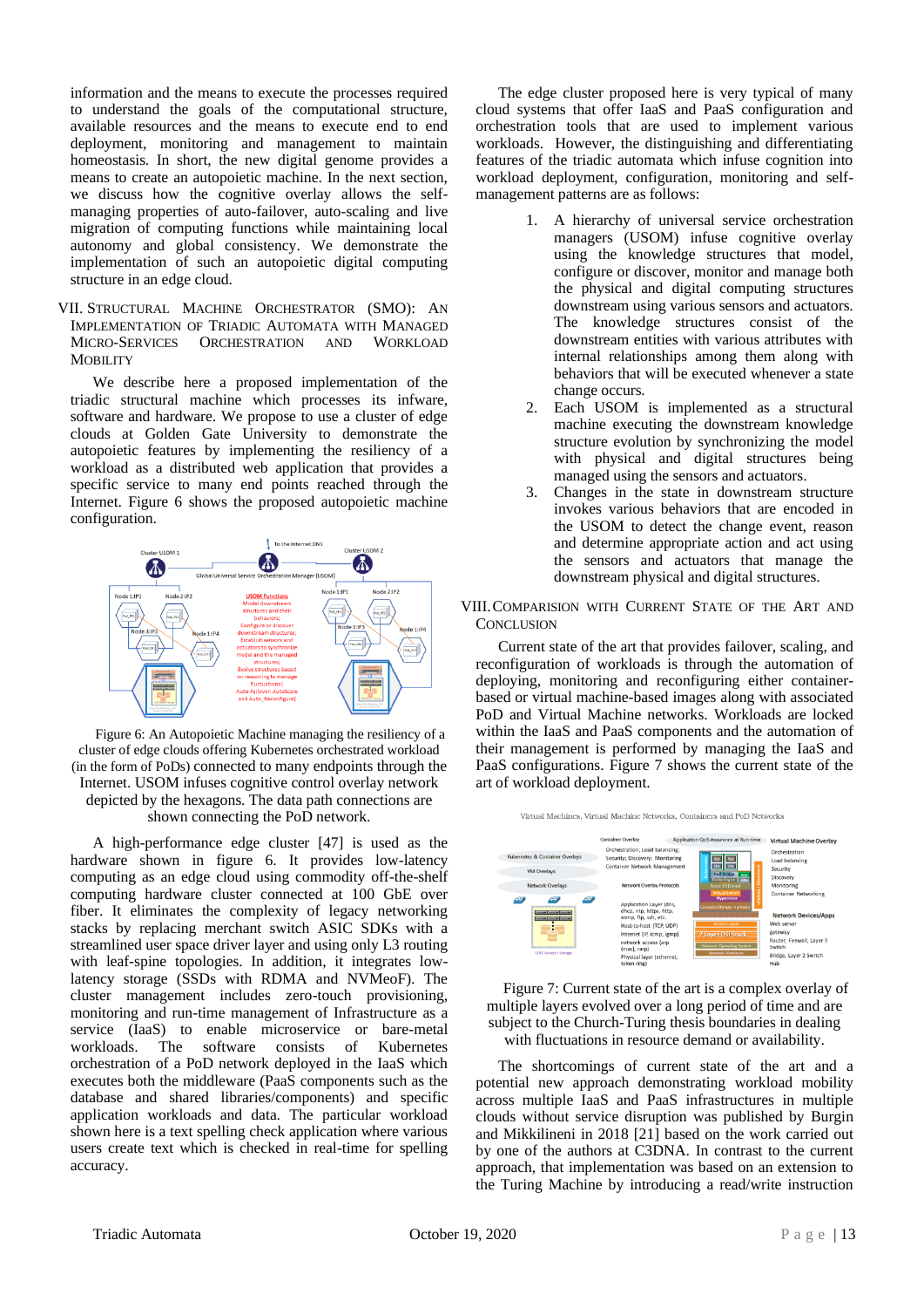information and the means to execute the processes required to understand the goals of the computational structure, available resources and the means to execute end to end deployment, monitoring and management to maintain homeostasis. In short, the new digital genome provides a means to create an autopoietic machine. In the next section, we discuss how the cognitive overlay allows the self-managing properties of auto-failover, auto-scaling and live migration of computing functions while maintaining local autonomy and global consistency. We demonstrate the implementation of such an autopoietic digital computing structure in an edge cloud.

## VII. Structural Machine Orchestrator (SMO): An Implementation of Triadic Automata with Managed Micro-Services Orchestration and Workload Mobility

We describe here a proposed implementation of the triadic structural machine which processes its infware, software and hardware. We propose to use a cluster of edge clouds at Golden Gate University to demonstrate the autopoietic features by implementing the resiliency of a workload as a distributed web application that provides a specific service to many end points reached through the Internet. Figure 6 shows the proposed autopoietic machine configuration.

Figure 6: An Autopoietic Machine managing the resiliency of a cluster of edge clouds offering Kubernetes orchestrated workload (in the form of PoDs) connected to many endpoints through the Internet. USOM infuses cognitive control overlay network depicted by the hexagons. The data path connections are shown connecting the PoD network.

A high-performance edge cluster [47] is used as the hardware shown in figure 6. It provides low-latency computing as an edge cloud using commodity off-the-shelf computing hardware cluster connected at 100 GbE over fiber. It eliminates the complexity of legacy networking stacks by replacing merchant switch ASIC SDKs with a streamlined user space driver layer and using only L3 routing with leaf-spine topologies. In addition, it integrates low-latency storage (SSDs with RDMA and NVMeoF). The cluster management includes zero-touch provisioning, monitoring and run-time management of Infrastructure as a service (IaaS) to enable microservice or bare-metal workloads. The software consists of Kubernetes orchestration of a PoD network deployed in the IaaS which executes both the middleware (PaaS components such as the database and shared libraries/components) and specific application workloads and data. The particular workload shown here is a text spelling check application where various users create text which is checked in real-time for spelling accuracy.

The edge cluster proposed here is very typical of many cloud systems that offer IaaS and PaaS configuration and orchestration tools that are used to implement various workloads. However, the distinguishing and differentiating features of the triadic automata which infuse cognition into workload deployment, configuration, monitoring and self-management patterns are as follows:

1. A hierarchy of universal service orchestration managers (USOM) infuse cognitive overlay using the knowledge structures that model, configure or discover, monitor and manage both the physical and digital computing structures downstream using various sensors and actuators. The knowledge structures consist of the downstream entities with various attributes with internal relationships among them along with behaviors that will be executed whenever a state change occurs.
2. Each USOM is implemented as a structural machine executing the downstream knowledge structure evolution by synchronizing the model with physical and digital structures being managed using the sensors and actuators.
3. Changes in the state in downstream structure invokes various behaviors that are encoded in the USOM to detect the change event, reason and determine appropriate action and act using the sensors and actuators that manage the downstream physical and digital structures.

## VIII. Comparision with Current State of the Art and Conclusion

Current state of the art that provides failover, scaling, and reconfiguration of workloads is through the automation of deploying, monitoring and reconfiguring either container-based or virtual machine-based images along with associated PoD and Virtual Machine networks. Workloads are locked within the IaaS and PaaS components and the automation of their management is performed by managing the IaaS and PaaS configurations. Figure 7 shows the current state of the art of workload deployment.

Figure 7: Current state of the art is a complex overlay of multiple layers evolved over a long period of time and are subject to the Church-Turing thesis boundaries in dealing with fluctuations in resource demand or availability.

The shortcomings of current state of the art and a potential new approach demonstrating workload mobility across multiple IaaS and PaaS infrastructures in multiple clouds without service disruption was published by Burgin and Mikkilineni in 2018 [21] based on the work carried out by one of the authors at C3DNA. In contrast to the current approach, that implementation was based on an extension to the Turing Machine by introducing a read/write instruction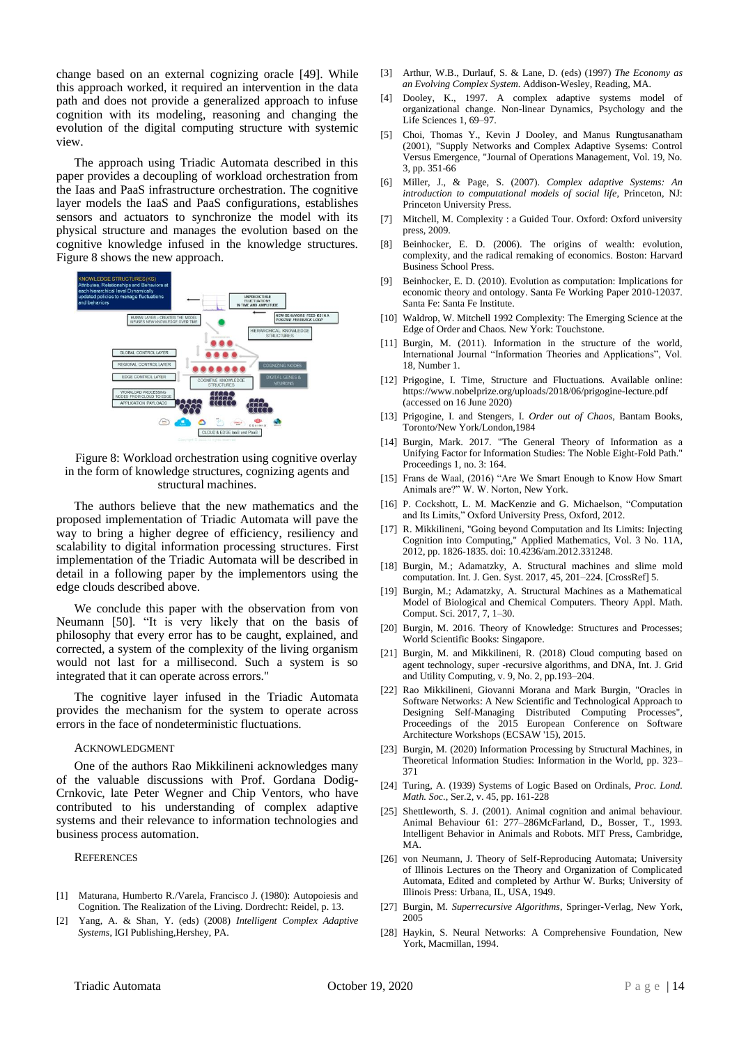change based on an external cognizing oracle [49]. While this approach worked, it required an intervention in the data path and does not provide a generalized approach to infuse cognition with its modeling, reasoning and changing the evolution of the digital computing structure with systemic view.

The approach using Triadic Automata described in this paper provides a decoupling of workload orchestration from the Iaas and PaaS infrastructure orchestration. The cognitive layer models the IaaS and PaaS configurations, establishes sensors and actuators to synchronize the model with its physical structure and manages the evolution based on the cognitive knowledge infused in the knowledge structures. Figure 8 shows the new approach.

Figure 8: Workload orchestration using cognitive overlay in the form of knowledge structures, cognizing agents and structural machines.

The authors believe that the new mathematics and the proposed implementation of Triadic Automata will pave the way to bring a higher degree of efficiency, resiliency and scalability to digital information processing structures. First implementation of the Triadic Automata will be described in detail in a following paper by the implementors using the edge clouds described above.

We conclude this paper with the observation from von Neumann [50]. "It is very likely that on the basis of philosophy that every error has to be caught, explained, and corrected, a system of the complexity of the living organism would not last for a millisecond. Such a system is so integrated that it can operate across errors."

The cognitive layer infused in the Triadic Automata provides the mechanism for the system to operate across errors in the face of nondeterministic fluctuations.

## Acknowledgment

One of the authors Rao Mikkilineni acknowledges many of the valuable discussions with Prof. Gordana Dodig-Crnkovic, late Peter Wegner and Chip Ventors, who have contributed to his understanding of complex adaptive systems and their relevance to information technologies and business process automation.

## References

[1] Maturana, Humberto R./Varela, Francisco J. (1980): Autopoiesis and Cognition. The Realization of the Living. Dordrecht: Reidel, p. 13.

[2] Yang, A. & Shan, Y. (eds) (2008) *Intelligent Complex Adaptive Systems*, IGI Publishing,Hershey, PA.

[3] Arthur, W.B., Durlauf, S. & Lane, D. (eds) (1997) *The Economy as an Evolving Complex System*. Addison-Wesley, Reading, MA.

[4] Dooley, K., 1997. A complex adaptive systems model of organizational change. Non-linear Dynamics, Psychology and the Life Sciences 1, 69–97.

[5] Choi, Thomas Y., Kevin J Dooley, and Manus Rungtusanatham (2001), "Supply Networks and Complex Adaptive Sysems: Control Versus Emergence, "Journal of Operations Management, Vol. 19, No. 3, pp. 351-66

[6] Miller, J., & Page, S. (2007). *Complex adaptive Systems: An introduction to computational models of social life*, Princeton, NJ: Princeton University Press.

[7] Mitchell, M. Complexity : a Guided Tour. Oxford: Oxford university press, 2009.

[8] Beinhocker, E. D. (2006). The origins of wealth: evolution, complexity, and the radical remaking of economics. Boston: Harvard Business School Press.

[9] Beinhocker, E. D. (2010). Evolution as computation: Implications for economic theory and ontology. Santa Fe Working Paper 2010-12037. Santa Fe: Santa Fe Institute.

[10] Waldrop, W. Mitchell 1992 Complexity: The Emerging Science at the Edge of Order and Chaos. New York: Touchstone.

[11] Burgin, M. (2011). Information in the structure of the world, International Journal "Information Theories and Applications", Vol. 18, Number 1.

[12] Prigogine, I. Time, Structure and Fluctuations. Available online: https://www.nobelprize.org/uploads/2018/06/prigogine-lecture.pdf (accessed on 16 June 2020)

[13] Prigogine, I. and Stengers, I. *Order out of Chaos*, Bantam Books, Toronto/New York/London,1984

[14] Burgin, Mark. 2017. "The General Theory of Information as a Unifying Factor for Information Studies: The Noble Eight-Fold Path." Proceedings 1, no. 3: 164.

[15] Frans de Waal, (2016) "Are We Smart Enough to Know How Smart Animals are?" W. W. Norton, New York.

[16] P. Cockshott, L. M. MacKenzie and G. Michaelson, "Computation and Its Limits," Oxford University Press, Oxford, 2012.

[17] R. Mikkilineni, "Going beyond Computation and Its Limits: Injecting Cognition into Computing," Applied Mathematics, Vol. 3 No. 11A, 2012, pp. 1826-1835. doi: 10.4236/am.2012.331248.

[18] Burgin, M.; Adamatzky, A. Structural machines and slime mold computation. Int. J. Gen. Syst. 2017, 45, 201–224. [CrossRef] 5.

[19] Burgin, M.; Adamatzky, A. Structural Machines as a Mathematical Model of Biological and Chemical Computers. Theory Appl. Math. Comput. Sci. 2017, 7, 1–30.

[20] Burgin, M. 2016. Theory of Knowledge: Structures and Processes; World Scientific Books: Singapore.

[21] Burgin, M. and Mikkilineni, R. (2018) Cloud computing based on agent technology, super -recursive algorithms, and DNA, Int. J. Grid and Utility Computing, v. 9, No. 2, pp.193–204.

[22] Rao Mikkilineni, Giovanni Morana and Mark Burgin, "Oracles in Software Networks: A New Scientific and Technological Approach to Designing Self-Managing Distributed Computing Processes", Proceedings of the 2015 European Conference on Software Architecture Workshops (ECSAW '15), 2015.

[23] Burgin, M. (2020) Information Processing by Structural Machines, in Theoretical Information Studies: Information in the World, pp. 323–371

[24] Turing, A. (1939) Systems of Logic Based on Ordinals, *Proc. Lond. Math. Soc.*, Ser.2, v. 45, pp. 161-228

[25] Shettleworth, S. J. (2001). Animal cognition and animal behaviour. Animal Behaviour 61: 277–286McFarland, D., Bosser, T., 1993. Intelligent Behavior in Animals and Robots. MIT Press, Cambridge, MA.

[26] von Neumann, J. Theory of Self-Reproducing Automata; University of Illinois Lectures on the Theory and Organization of Complicated Automata, Edited and completed by Arthur W. Burks; University of Illinois Press: Urbana, IL, USA, 1949.

[27] Burgin, M. *Superrecursive Algorithms*, Springer-Verlag, New York, 2005

[28] Haykin, S. Neural Networks: A Comprehensive Foundation, New York, Macmillan, 1994.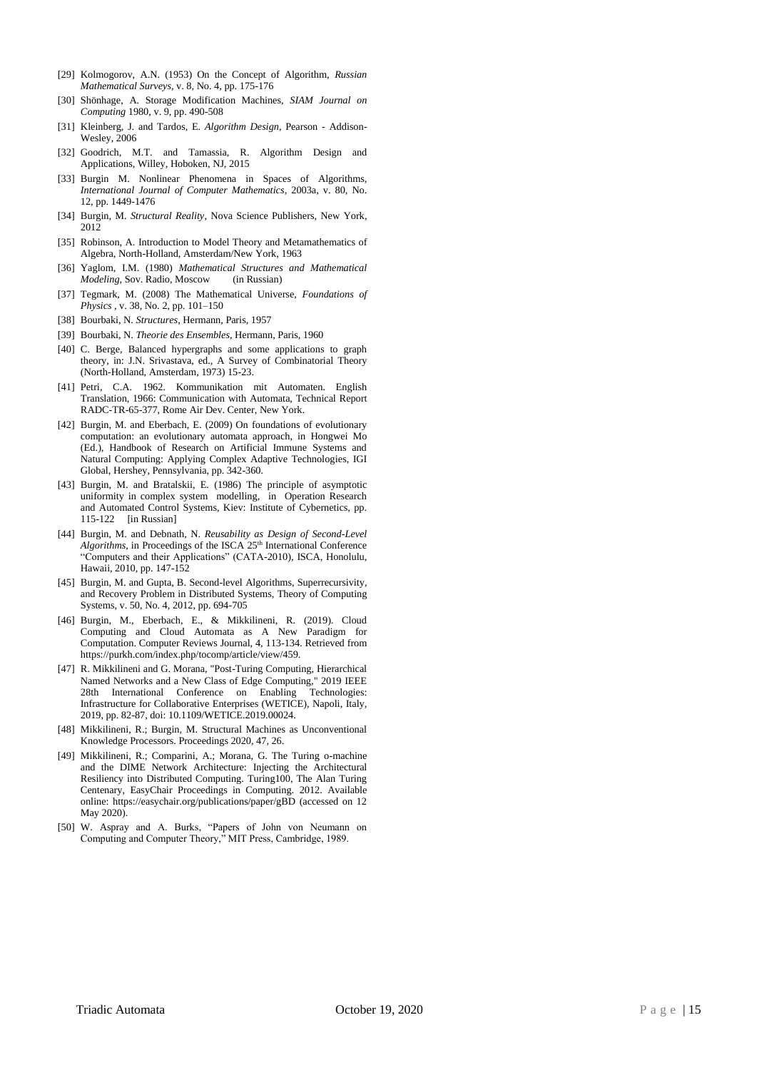[29] Kolmogorov, A.N. (1953) On the Concept of Algorithm, *Russian Mathematical Surveys*, v. 8, No. 4, pp. 175-176

[30] Shönhage, A. Storage Modification Machines, *SIAM Journal on Computing* 1980, v. 9, pp. 490-508

[31] Kleinberg, J. and Tardos, E. *Algorithm Design*, Pearson - Addison-Wesley, 2006

[32] Goodrich, M.T. and Tamassia, R. Algorithm Design and Applications, Willey, Hoboken, NJ, 2015

[33] Burgin M. Nonlinear Phenomena in Spaces of Algorithms, *International Journal of Computer Mathematics*, 2003a, v. 80, No. 12, pp. 1449-1476

[34] Burgin, M. *Structural Reality*, Nova Science Publishers, New York, 2012

[35] Robinson, A. Introduction to Model Theory and Metamathematics of Algebra, North-Holland, Amsterdam/New York, 1963

[36] Yaglom, I.M. (1980) *Mathematical Structures and Mathematical Modeling*, Sov. Radio, Moscow (in Russian)

[37] Tegmark, M. (2008) The Mathematical Universe, *Foundations of Physics* , v. 38, No. 2, pp. 101–150

[38] Bourbaki, N. *Structures*, Hermann, Paris, 1957

[39] Bourbaki, N. *Theorie des Ensembles*, Hermann, Paris, 1960

[40] C. Berge, Balanced hypergraphs and some applications to graph theory, in: J.N. Srivastava, ed., A Survey of Combinatorial Theory (North-Holland, Amsterdam, 1973) 15-23.

[41] Petri, C.A. 1962. Kommunikation mit Automaten. English Translation, 1966: Communication with Automata, Technical Report RADC-TR-65-377, Rome Air Dev. Center, New York.

[42] Burgin, M. and Eberbach, E. (2009) On foundations of evolutionary computation: an evolutionary automata approach, in Hongwei Mo (Ed.), Handbook of Research on Artificial Immune Systems and Natural Computing: Applying Complex Adaptive Technologies, IGI Global, Hershey, Pennsylvania, pp. 342-360.

[43] Burgin, M. and Bratalskii, E. (1986) The principle of asymptotic uniformity in complex system modelling, in Operation Research and Automated Control Systems, Kiev: Institute of Cybernetics, pp. 115-122 [in Russian]

[44] Burgin, M. and Debnath, N. *Reusability as Design of Second-Level Algorithms*, in Proceedings of the ISCA 25th International Conference "Computers and their Applications" (CATA-2010), ISCA, Honolulu, Hawaii, 2010, pp. 147-152

[45] Burgin, M. and Gupta, B. Second-level Algorithms, Superrecursivity, and Recovery Problem in Distributed Systems, Theory of Computing Systems, v. 50, No. 4, 2012, pp. 694-705

[46] Burgin, M., Eberbach, E., & Mikkilineni, R. (2019). Cloud Computing and Cloud Automata as A New Paradigm for Computation. Computer Reviews Journal, 4, 113-134. Retrieved from https://purkh.com/index.php/tocomp/article/view/459.

[47] R. Mikkilineni and G. Morana, "Post-Turing Computing, Hierarchical Named Networks and a New Class of Edge Computing," 2019 IEEE 28th International Conference on Enabling Technologies: Infrastructure for Collaborative Enterprises (WETICE), Napoli, Italy, 2019, pp. 82-87, doi: 10.1109/WETICE.2019.00024.

[48] Mikkilineni, R.; Burgin, M. Structural Machines as Unconventional Knowledge Processors. Proceedings 2020, 47, 26.

[49] Mikkilineni, R.; Comparini, A.; Morana, G. The Turing o-machine and the DIME Network Architecture: Injecting the Architectural Resiliency into Distributed Computing. Turing100, The Alan Turing Centenary, EasyChair Proceedings in Computing. 2012. Available online: https://easychair.org/publications/paper/gBD (accessed on 12 May 2020).

[50] W. Aspray and A. Burks, "Papers of John von Neumann on Computing and Computer Theory," MIT Press, Cambridge, 1989.